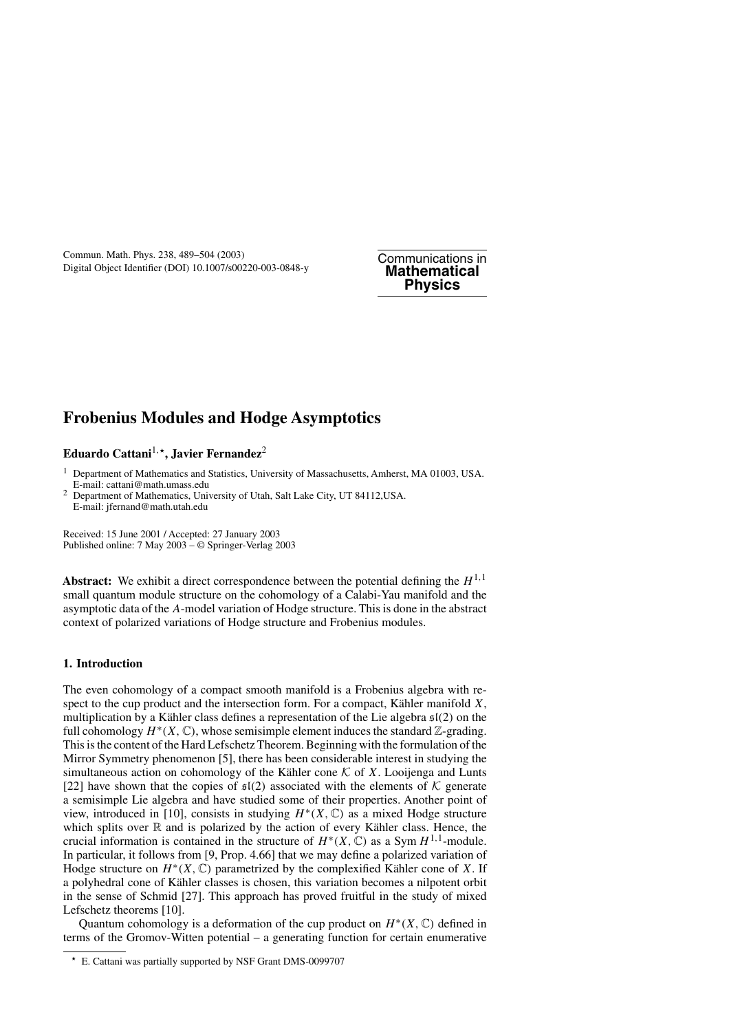# Frobenius Modules and Hodge Asymptotics

**Eduardo Cattani**[1,⋆], **Javier Fernandez**[2]

[1] Department of Mathematics and Statistics, University of Massachusetts, Amherst, MA 01003, USA. E-mail: cattani@math.umass.edu

[2] Department of Mathematics, University of Utah, Salt Lake City, UT 84112,USA. E-mail: jfernand@math.utah.edu

Received: 15 June 2001 / Accepted: 27 January 2003
Published online: 7 May 2003 – © Springer-Verlag 2003

**Abstract:** We exhibit a direct correspondence between the potential defining the $H^{1,1}$ small quantum module structure on the cohomology of a Calabi-Yau manifold and the asymptotic data of the $A$-model variation of Hodge structure. This is done in the abstract context of polarized variations of Hodge structure and Frobenius modules.

## 1. Introduction

The even cohomology of a compact smooth manifold is a Frobenius algebra with respect to the cup product and the intersection form. For a compact, Kähler manifold $X$, multiplication by a Kähler class defines a representation of the Lie algebra $\mathfrak{sl}(2)$ on the full cohomology $H^*(X, \mathbb{C})$, whose semisimple element induces the standard $\mathbb{Z}$-grading. This is the content of the Hard Lefschetz Theorem. Beginning with the formulation of the Mirror Symmetry phenomenon [5], there has been considerable interest in studying the simultaneous action on cohomology of the Kähler cone $\mathcal{K}$ of $X$. Looijenga and Lunts [22] have shown that the copies of $\mathfrak{sl}(2)$ associated with the elements of $\mathcal{K}$ generate a semisimple Lie algebra and have studied some of their properties. Another point of view, introduced in [10], consists in studying $H^*(X, \mathbb{C})$ as a mixed Hodge structure which splits over $\mathbb{R}$ and is polarized by the action of every Kähler class. Hence, the crucial information is contained in the structure of $H^*(X, \mathbb{C})$ as a Sym $H^{1,1}$-module. In particular, it follows from [9, Prop. 4.66] that we may define a polarized variation of Hodge structure on $H^*(X, \mathbb{C})$ parametrized by the complexified Kähler cone of $X$. If a polyhedral cone of Kähler classes is chosen, this variation becomes a nilpotent orbit in the sense of Schmid [27]. This approach has proved fruitful in the study of mixed Lefschetz theorems [10].

Quantum cohomology is a deformation of the cup product on $H^*(X, \mathbb{C})$ defined in terms of the Gromov-Witten potential – a generating function for certain enumerative

⋆ E. Cattani was partially supported by NSF Grant DMS-0099707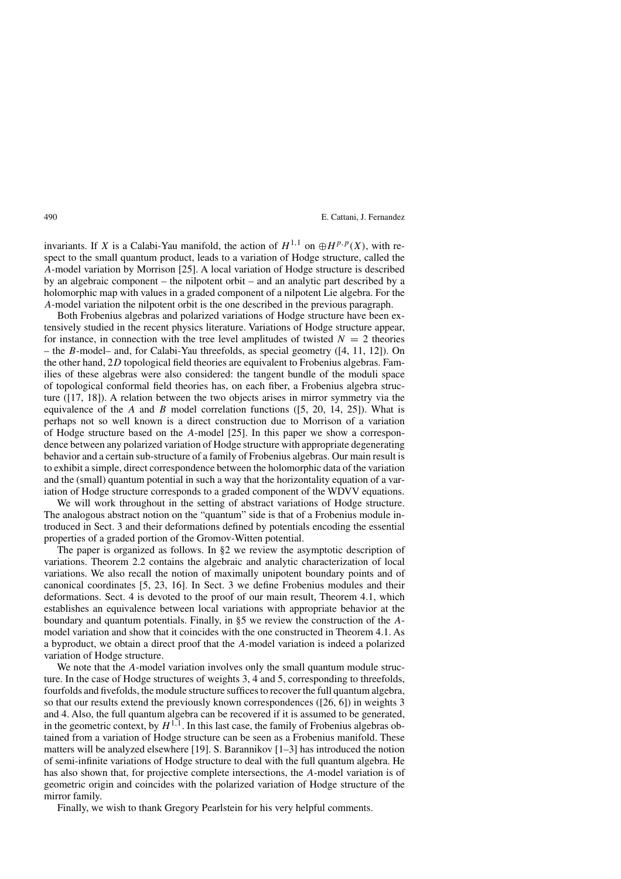invariants. If $X$ is a Calabi-Yau manifold, the action of $H^{1,1}$ on $\oplus H^{p,p}(X)$, with respect to the small quantum product, leads to a variation of Hodge structure, called the $A$-model variation by Morrison [25]. A local variation of Hodge structure is described by an algebraic component – the nilpotent orbit – and an analytic part described by a holomorphic map with values in a graded component of a nilpotent Lie algebra. For the $A$-model variation the nilpotent orbit is the one described in the previous paragraph.

Both Frobenius algebras and polarized variations of Hodge structure have been extensively studied in the recent physics literature. Variations of Hodge structure appear, for instance, in connection with the tree level amplitudes of twisted $N = 2$ theories – the $B$-model– and, for Calabi-Yau threefolds, as special geometry ([4, 11, 12]). On the other hand, $2D$ topological field theories are equivalent to Frobenius algebras. Families of these algebras were also considered: the tangent bundle of the moduli space of topological conformal field theories has, on each fiber, a Frobenius algebra structure ([17, 18]). A relation between the two objects arises in mirror symmetry via the equivalence of the $A$ and $B$ model correlation functions ([5, 20, 14, 25]). What is perhaps not so well known is a direct construction due to Morrison of a variation of Hodge structure based on the $A$-model [25]. In this paper we show a correspondence between any polarized variation of Hodge structure with appropriate degenerating behavior and a certain sub-structure of a family of Frobenius algebras. Our main result is to exhibit a simple, direct correspondence between the holomorphic data of the variation and the (small) quantum potential in such a way that the horizontality equation of a variation of Hodge structure corresponds to a graded component of the WDVV equations.

We will work throughout in the setting of abstract variations of Hodge structure. The analogous abstract notion on the "quantum" side is that of a Frobenius module introduced in Sect. 3 and their deformations defined by potentials encoding the essential properties of a graded portion of the Gromov-Witten potential.

The paper is organized as follows. In §2 we review the asymptotic description of variations. Theorem 2.2 contains the algebraic and analytic characterization of local variations. We also recall the notion of maximally unipotent boundary points and of canonical coordinates [5, 23, 16]. In Sect. 3 we define Frobenius modules and their deformations. Sect. 4 is devoted to the proof of our main result, Theorem 4.1, which establishes an equivalence between local variations with appropriate behavior at the boundary and quantum potentials. Finally, in §5 we review the construction of the $A$-model variation and show that it coincides with the one constructed in Theorem 4.1. As a byproduct, we obtain a direct proof that the $A$-model variation is indeed a polarized variation of Hodge structure.

We note that the $A$-model variation involves only the small quantum module structure. In the case of Hodge structures of weights 3, 4 and 5, corresponding to threefolds, fourfolds and fivefolds, the module structure suffices to recover the full quantum algebra, so that our results extend the previously known correspondences ([26, 6]) in weights 3 and 4. Also, the full quantum algebra can be recovered if it is assumed to be generated, in the geometric context, by $H^{1,1}$. In this last case, the family of Frobenius algebras obtained from a variation of Hodge structure can be seen as a Frobenius manifold. These matters will be analyzed elsewhere [19]. S. Barannikov [1–3] has introduced the notion of semi-infinite variations of Hodge structure to deal with the full quantum algebra. He has also shown that, for projective complete intersections, the $A$-model variation is of geometric origin and coincides with the polarized variation of Hodge structure of the mirror family.

Finally, we wish to thank Gregory Pearlstein for his very helpful comments.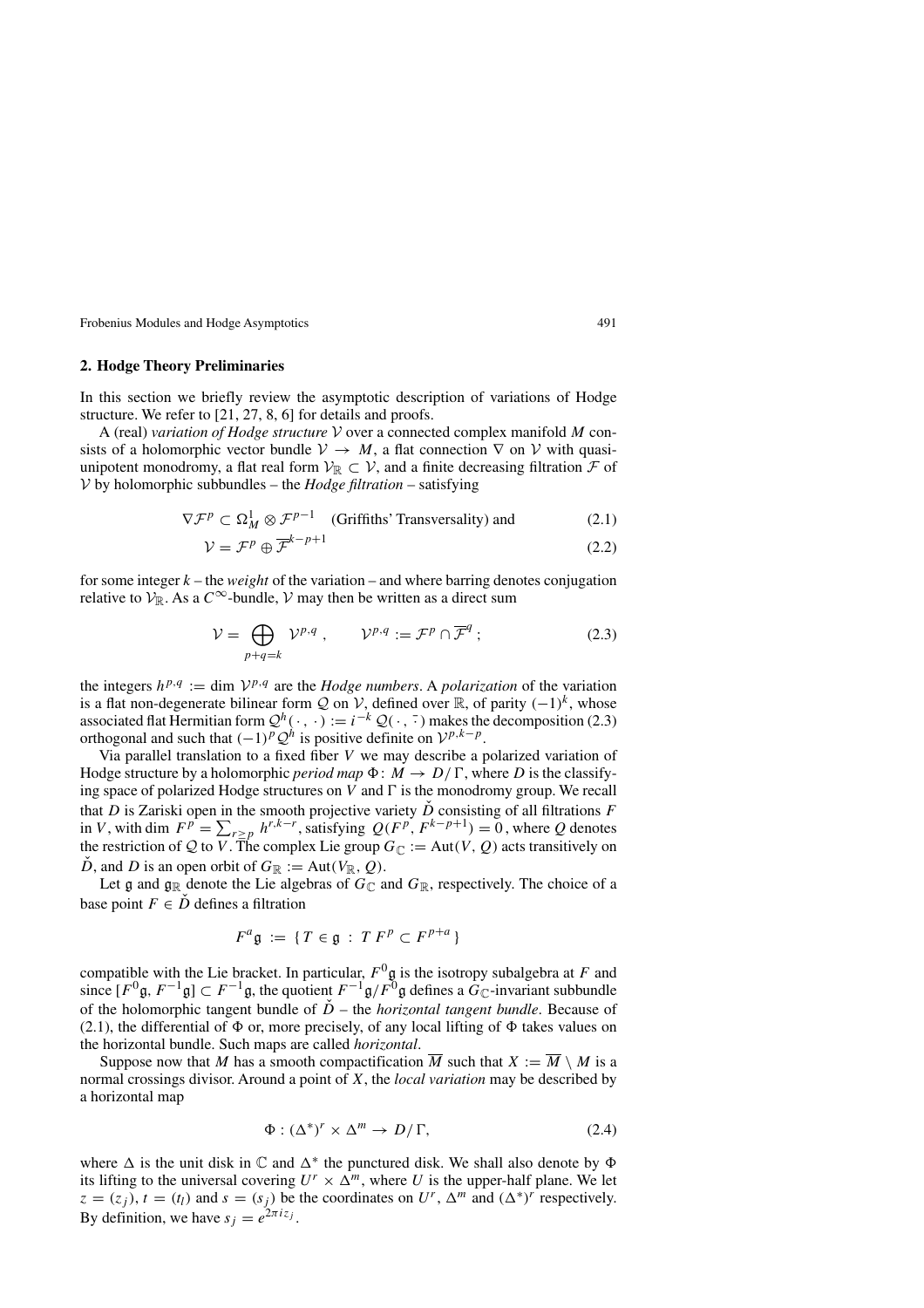## 2. Hodge Theory Preliminaries

In this section we briefly review the asymptotic description of variations of Hodge structure. We refer to [21, 27, 8, 6] for details and proofs.

A (real) *variation of Hodge structure* $\mathcal{V}$ over a connected complex manifold $M$ consists of a holomorphic vector bundle $\mathcal{V} \to M$, a flat connection $\nabla$ on $\mathcal{V}$ with quasi-unipotent monodromy, a flat real form $\mathcal{V}_{\mathbb{R}} \subset \mathcal{V}$, and a finite decreasing filtration $\mathcal{F}$ of $\mathcal{V}$ by holomorphic subbundles – the *Hodge filtration* – satisfying

$$\nabla \mathcal{F}^p \subset \Omega^1_M \otimes \mathcal{F}^{p-1} \quad \text{(Griffiths' Transversality) and} \tag{2.1}$$

$$\mathcal{V} = \mathcal{F}^p \oplus \overline{\mathcal{F}}^{k-p+1} \tag{2.2}$$

for some integer $k$ – the *weight* of the variation – and where barring denotes conjugation relative to $\mathcal{V}_{\mathbb{R}}$. As a $C^\infty$-bundle, $\mathcal{V}$ may then be written as a direct sum

$$\mathcal{V} = \bigoplus_{p+q=k} \mathcal{V}^{p,q}, \qquad \mathcal{V}^{p,q} := \mathcal{F}^p \cap \overline{\mathcal{F}}^q; \tag{2.3}$$

the integers $h^{p,q} := \dim \mathcal{V}^{p,q}$ are the *Hodge numbers*. A *polarization* of the variation is a flat non-degenerate bilinear form $\mathcal{Q}$ on $\mathcal{V}$, defined over $\mathbb{R}$, of parity $(-1)^k$, whose associated flat Hermitian form $\mathcal{Q}^h(\cdot\,,\,\cdot) := i^{-k}\,\mathcal{Q}(\cdot\,,\,\bar{\cdot}\,)$ makes the decomposition (2.3) orthogonal and such that $(-1)^p\mathcal{Q}^h$ is positive definite on $\mathcal{V}^{p,k-p}$.

Via parallel translation to a fixed fiber $V$ we may describe a polarized variation of Hodge structure by a holomorphic *period map* $\Phi\colon M \to D/\Gamma$, where $D$ is the classifying space of polarized Hodge structures on $V$ and $\Gamma$ is the monodromy group. We recall that $D$ is Zariski open in the smooth projective variety $\check{D}$ consisting of all filtrations $F$ in $V$, with $\dim F^p = \sum_{r \geq p} h^{r,k-r}$, satisfying $Q(F^p, F^{k-p+1}) = 0$, where $Q$ denotes the restriction of $\mathcal{Q}$ to $V$. The complex Lie group $G_{\mathbb{C}} := \mathrm{Aut}(V, Q)$ acts transitively on $\check{D}$, and $D$ is an open orbit of $G_{\mathbb{R}} := \mathrm{Aut}(V_{\mathbb{R}}, Q)$.

Let $\mathfrak{g}$ and $\mathfrak{g}_{\mathbb{R}}$ denote the Lie algebras of $G_{\mathbb{C}}$ and $G_{\mathbb{R}}$, respectively. The choice of a base point $F \in \check{D}$ defines a filtration

$$F^a\mathfrak{g} := \{\, T \in \mathfrak{g} \,:\, T\,F^p \subset F^{p+a} \,\}$$

compatible with the Lie bracket. In particular, $F^0\mathfrak{g}$ is the isotropy subalgebra at $F$ and since $[F^0\mathfrak{g}, F^{-1}\mathfrak{g}] \subset F^{-1}\mathfrak{g}$, the quotient $F^{-1}\mathfrak{g}/F^0\mathfrak{g}$ defines a $G_{\mathbb{C}}$-invariant subbundle of the holomorphic tangent bundle of $\check{D}$ – the *horizontal tangent bundle*. Because of (2.1), the differential of $\Phi$ or, more precisely, of any local lifting of $\Phi$ takes values on the horizontal bundle. Such maps are called *horizontal*.

Suppose now that $M$ has a smooth compactification $\overline{M}$ such that $X := \overline{M} \setminus M$ is a normal crossings divisor. Around a point of $X$, the *local variation* may be described by a horizontal map

$$\Phi : (\Delta^*)^r \times \Delta^m \to D/\Gamma, \tag{2.4}$$

where $\Delta$ is the unit disk in $\mathbb{C}$ and $\Delta^*$ the punctured disk. We shall also denote by $\Phi$ its lifting to the universal covering $U^r \times \Delta^m$, where $U$ is the upper-half plane. We let $z = (z_j)$, $t = (t_l)$ and $s = (s_j)$ be the coordinates on $U^r$, $\Delta^m$ and $(\Delta^*)^r$ respectively. By definition, we have $s_j = e^{2\pi i z_j}$.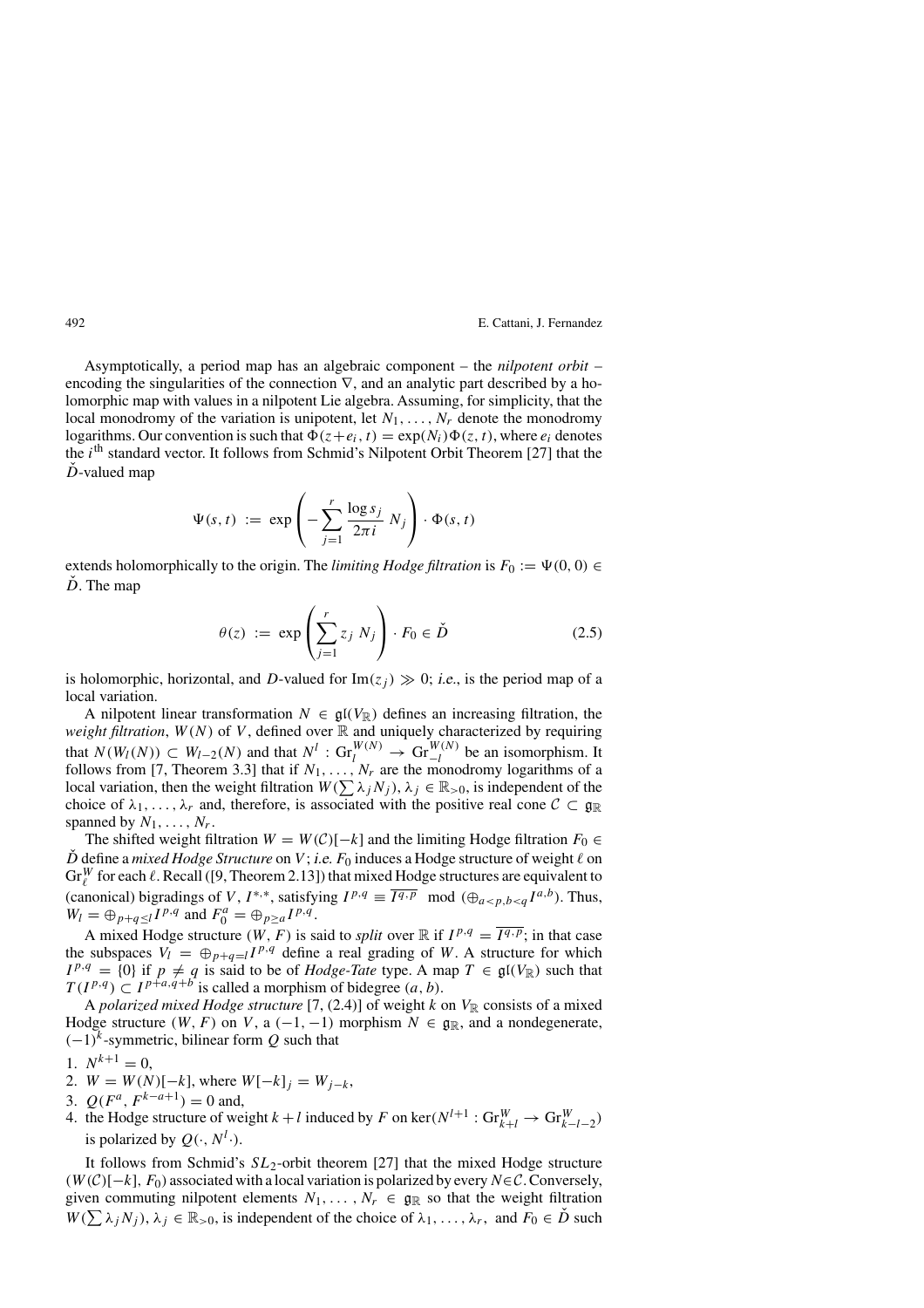Asymptotically, a period map has an algebraic component – the *nilpotent orbit* – encoding the singularities of the connection $\nabla$, and an analytic part described by a holomorphic map with values in a nilpotent Lie algebra. Assuming, for simplicity, that the local monodromy of the variation is unipotent, let $N_1, \ldots, N_r$ denote the monodromy logarithms. Our convention is such that $\Phi(z+e_i, t) = \exp(N_i)\Phi(z, t)$, where $e_i$ denotes the $i^{\text{th}}$ standard vector. It follows from Schmid's Nilpotent Orbit Theorem [27] that the $\check{D}$-valued map

$$\Psi(s, t) := \exp\left(-\sum_{j=1}^{r} \frac{\log s_j}{2\pi i} N_j\right) \cdot \Phi(s, t)$$

extends holomorphically to the origin. The *limiting Hodge filtration* is $F_0 := \Psi(0, 0) \in \check{D}$. The map

$$\theta(z) := \exp\left(\sum_{j=1}^{r} z_j N_j\right) \cdot F_0 \in \check{D} \tag{2.5}$$

is holomorphic, horizontal, and $D$-valued for $\mathrm{Im}(z_j) \gg 0$; *i.e.*, is the period map of a local variation.

A nilpotent linear transformation $N \in \mathfrak{gl}(V_{\mathbb{R}})$ defines an increasing filtration, the *weight filtration*, $W(N)$ of $V$, defined over $\mathbb{R}$ and uniquely characterized by requiring that $N(W_l(N)) \subset W_{l-2}(N)$ and that $N^l : \mathrm{Gr}_l^{W(N)} \to \mathrm{Gr}_{-l}^{W(N)}$ be an isomorphism. It follows from [7, Theorem 3.3] that if $N_1, \ldots, N_r$ are the monodromy logarithms of a local variation, then the weight filtration $W(\sum \lambda_j N_j)$, $\lambda_j \in \mathbb{R}_{>0}$, is independent of the choice of $\lambda_1, \ldots, \lambda_r$ and, therefore, is associated with the positive real cone $\mathcal{C} \subset \mathfrak{g}_{\mathbb{R}}$ spanned by $N_1, \ldots, N_r$.

The shifted weight filtration $W = W(\mathcal{C})[-k]$ and the limiting Hodge filtration $F_0 \in \check{D}$ define a *mixed Hodge Structure* on $V$; *i.e.* $F_0$ induces a Hodge structure of weight $\ell$ on $\mathrm{Gr}_\ell^W$ for each $\ell$. Recall ([9, Theorem 2.13]) that mixed Hodge structures are equivalent to (canonical) bigradings of $V$, $I^{*,*}$, satisfying $I^{p,q} \equiv \overline{I^{q,p}} \mod (\oplus_{a<p, b<q} I^{a,b})$. Thus, $W_l = \oplus_{p+q \leq l} I^{p,q}$ and $F_0^a = \oplus_{p \geq a} I^{p,q}$.

A mixed Hodge structure $(W, F)$ is said to *split* over $\mathbb{R}$ if $I^{p,q} = \overline{I^{q,p}}$; in that case the subspaces $V_l = \oplus_{p+q=l} I^{p,q}$ define a real grading of $W$. A structure for which $I^{p,q} = \{0\}$ if $p \neq q$ is said to be of *Hodge-Tate* type. A map $T \in \mathfrak{gl}(V_{\mathbb{R}})$ such that $T(I^{p,q}) \subset I^{p+a, q+b}$ is called a morphism of bidegree $(a, b)$.

A *polarized mixed Hodge structure* [7, (2.4)] of weight $k$ on $V_{\mathbb{R}}$ consists of a mixed Hodge structure $(W, F)$ on $V$, a $(-1, -1)$ morphism $N \in \mathfrak{g}_{\mathbb{R}}$, and a nondegenerate, $(-1)^k$-symmetric, bilinear form $Q$ such that

1. $N^{k+1} = 0$,
2. $W = W(N)[-k]$, where $W[-k]_j = W_{j-k}$,
3. $Q(F^a, F^{k-a+1}) = 0$ and,
4. the Hodge structure of weight $k+l$ induced by $F$ on $\ker(N^{l+1} : \mathrm{Gr}_{k+l}^W \to \mathrm{Gr}_{k-l-2}^W)$ is polarized by $Q(\cdot, N^l \cdot)$.

It follows from Schmid's $SL_2$-orbit theorem [27] that the mixed Hodge structure $(W(\mathcal{C})[-k], F_0)$ associated with a local variation is polarized by every $N \in \mathcal{C}$. Conversely, given commuting nilpotent elements $N_1, \ldots, N_r \in \mathfrak{g}_{\mathbb{R}}$ so that the weight filtration $W(\sum \lambda_j N_j)$, $\lambda_j \in \mathbb{R}_{>0}$, is independent of the choice of $\lambda_1, \ldots, \lambda_r$, and $F_0 \in \check{D}$ such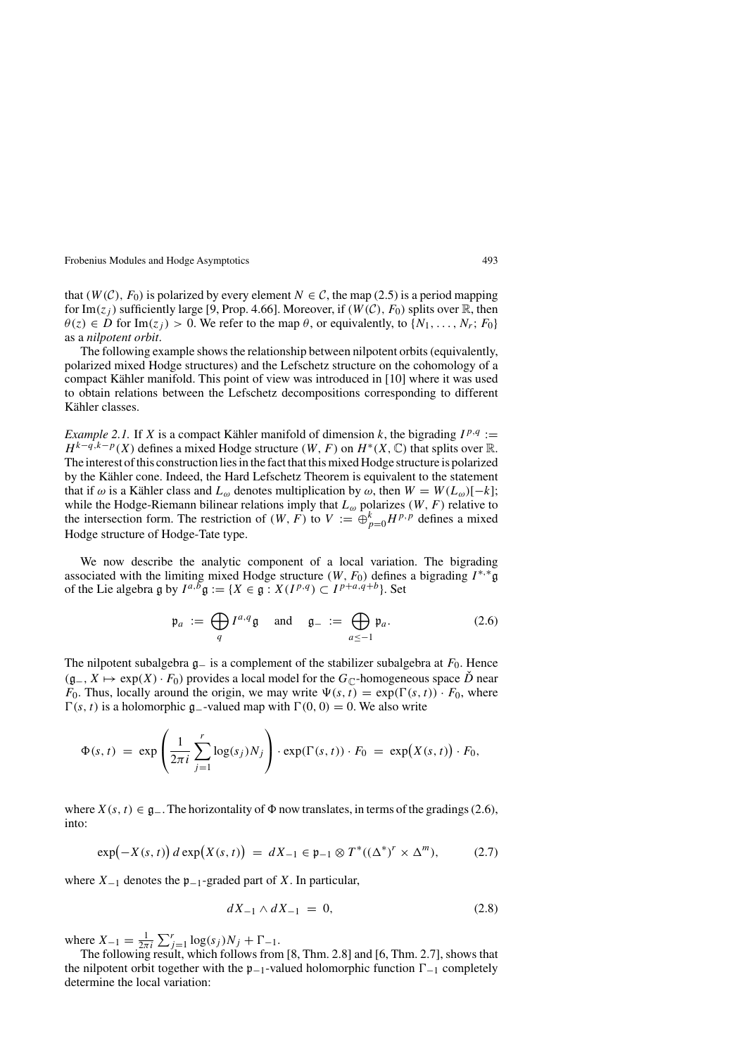that $(W(\mathcal{C}), F_0)$ is polarized by every element $N \in \mathcal{C}$, the map (2.5) is a period mapping for $\mathrm{Im}(z_j)$ sufficiently large [9, Prop. 4.66]. Moreover, if $(W(\mathcal{C}), F_0)$ splits over $\mathbb{R}$, then $\theta(z) \in D$ for $\mathrm{Im}(z_j) > 0$. We refer to the map $\theta$, or equivalently, to $\{N_1, \ldots, N_r; F_0\}$ as a *nilpotent orbit*.

The following example shows the relationship between nilpotent orbits (equivalently, polarized mixed Hodge structures) and the Lefschetz structure on the cohomology of a compact Kähler manifold. This point of view was introduced in [10] where it was used to obtain relations between the Lefschetz decompositions corresponding to different Kähler classes.

*Example 2.1.* If $X$ is a compact Kähler manifold of dimension $k$, the bigrading $I^{p,q} := H^{k-q,k-p}(X)$ defines a mixed Hodge structure $(W, F)$ on $H^*(X, \mathbb{C})$ that splits over $\mathbb{R}$. The interest of this construction lies in the fact that this mixed Hodge structure is polarized by the Kähler cone. Indeed, the Hard Lefschetz Theorem is equivalent to the statement that if $\omega$ is a Kähler class and $L_\omega$ denotes multiplication by $\omega$, then $W = W(L_\omega)[-k]$; while the Hodge-Riemann bilinear relations imply that $L_\omega$ polarizes $(W, F)$ relative to the intersection form. The restriction of $(W, F)$ to $V := \oplus_{p=0}^{k} H^{p,p}$ defines a mixed Hodge structure of Hodge-Tate type.

We now describe the analytic component of a local variation. The bigrading associated with the limiting mixed Hodge structure $(W, F_0)$ defines a bigrading $I^{*,*}\mathfrak{g}$ of the Lie algebra $\mathfrak{g}$ by $I^{a,b}\mathfrak{g} := \{X \in \mathfrak{g} : X(I^{p,q}) \subset I^{p+a,q+b}\}$. Set

$$\mathfrak{p}_a \;:=\; \bigoplus_q I^{a,q}\mathfrak{g} \quad \text{and} \quad \mathfrak{g}_- \;:=\; \bigoplus_{a \le -1} \mathfrak{p}_a. \tag{2.6}$$

The nilpotent subalgebra $\mathfrak{g}_-$ is a complement of the stabilizer subalgebra at $F_0$. Hence $(\mathfrak{g}_-, X \mapsto \exp(X) \cdot F_0)$ provides a local model for the $G_{\mathbb{C}}$-homogeneous space $\check{D}$ near $F_0$. Thus, locally around the origin, we may write $\Psi(s, t) = \exp(\Gamma(s, t)) \cdot F_0$, where $\Gamma(s, t)$ is a holomorphic $\mathfrak{g}_-$-valued map with $\Gamma(0, 0) = 0$. We also write

$$\Phi(s, t) \;=\; \exp\left(\frac{1}{2\pi i}\sum_{j=1}^{r} \log(s_j) N_j\right) \cdot \exp(\Gamma(s, t)) \cdot F_0 \;=\; \exp\bigl(X(s, t)\bigr) \cdot F_0,$$

where $X(s, t) \in \mathfrak{g}_-$. The horizontality of $\Phi$ now translates, in terms of the gradings (2.6), into:

$$\exp\bigl(-X(s, t)\bigr)\, d\exp\bigl(X(s, t)\bigr) \;=\; dX_{-1} \in \mathfrak{p}_{-1} \otimes T^*((\Delta^*)^r \times \Delta^m), \tag{2.7}$$

where $X_{-1}$ denotes the $\mathfrak{p}_{-1}$-graded part of $X$. In particular,

$$dX_{-1} \wedge dX_{-1} \;=\; 0, \tag{2.8}$$

where $X_{-1} = \frac{1}{2\pi i}\sum_{j=1}^{r} \log(s_j) N_j + \Gamma_{-1}$.

The following result, which follows from [8, Thm. 2.8] and [6, Thm. 2.7], shows that the nilpotent orbit together with the $\mathfrak{p}_{-1}$-valued holomorphic function $\Gamma_{-1}$ completely determine the local variation: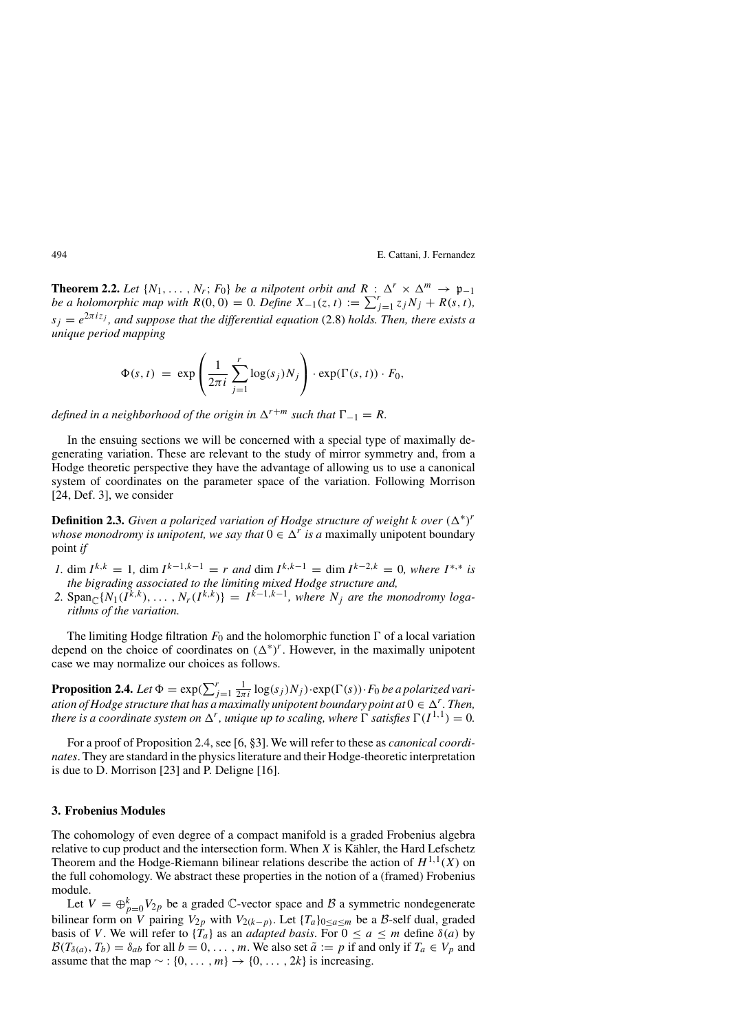**Theorem 2.2.** *Let $\{N_1, \ldots, N_r; F_0\}$ be a nilpotent orbit and $R : \Delta^r \times \Delta^m \to \mathfrak{p}_{-1}$ be a holomorphic map with $R(0,0) = 0$. Define $X_{-1}(z,t) := \sum_{j=1}^r z_j N_j + R(s,t)$, $s_j = e^{2\pi i z_j}$, and suppose that the differential equation* (2.8) *holds. Then, there exists a unique period mapping*

$$\Phi(s,t) \;=\; \exp\left(\frac{1}{2\pi i}\sum_{j=1}^{r} \log(s_j) N_j\right) \cdot \exp(\Gamma(s,t)) \cdot F_0,$$

*defined in a neighborhood of the origin in $\Delta^{r+m}$ such that $\Gamma_{-1} = R$.*

In the ensuing sections we will be concerned with a special type of maximally degenerating variation. These are relevant to the study of mirror symmetry and, from a Hodge theoretic perspective they have the advantage of allowing us to use a canonical system of coordinates on the parameter space of the variation. Following Morrison [24, Def. 3], we consider

**Definition 2.3.** *Given a polarized variation of Hodge structure of weight $k$ over $(\Delta^*)^r$ whose monodromy is unipotent, we say that $0 \in \Delta^r$ is a* maximally unipotent boundary point *if*

1. *$\dim I^{k,k} = 1$, $\dim I^{k-1,k-1} = r$ and $\dim I^{k,k-1} = \dim I^{k-2,k} = 0$, where $I^{*,*}$ is the bigrading associated to the limiting mixed Hodge structure and,*
2. *$\mathrm{Span}_{\mathbb{C}}\{N_1(I^{k,k}), \ldots, N_r(I^{k,k})\} = I^{k-1,k-1}$, where $N_j$ are the monodromy logarithms of the variation.*

The limiting Hodge filtration $F_0$ and the holomorphic function $\Gamma$ of a local variation depend on the choice of coordinates on $(\Delta^*)^r$. However, in the maximally unipotent case we may normalize our choices as follows.

**Proposition 2.4.** *Let $\Phi = \exp(\sum_{j=1}^r \frac{1}{2\pi i}\log(s_j)N_j) \cdot \exp(\Gamma(s)) \cdot F_0$ be a polarized variation of Hodge structure that has a maximally unipotent boundary point at $0 \in \Delta^r$. Then, there is a coordinate system on $\Delta^r$, unique up to scaling, where $\Gamma$ satisfies $\Gamma(I^{1,1}) = 0$.*

For a proof of Proposition 2.4, see [6, §3]. We will refer to these as *canonical coordinates*. They are standard in the physics literature and their Hodge-theoretic interpretation is due to D. Morrison [23] and P. Deligne [16].

## 3. Frobenius Modules

The cohomology of even degree of a compact manifold is a graded Frobenius algebra relative to cup product and the intersection form. When $X$ is Kähler, the Hard Lefschetz Theorem and the Hodge-Riemann bilinear relations describe the action of $H^{1,1}(X)$ on the full cohomology. We abstract these properties in the notion of a (framed) Frobenius module.

Let $V = \oplus_{p=0}^k V_{2p}$ be a graded $\mathbb{C}$-vector space and $\mathcal{B}$ a symmetric nondegenerate bilinear form on $V$ pairing $V_{2p}$ with $V_{2(k-p)}$. Let $\{T_a\}_{0\le a\le m}$ be a $\mathcal{B}$-self dual, graded basis of $V$. We will refer to $\{T_a\}$ as an *adapted basis*. For $0 \le a \le m$ define $\delta(a)$ by $\mathcal{B}(T_{\delta(a)}, T_b) = \delta_{ab}$ for all $b = 0, \ldots, m$. We also set $\tilde{a} := p$ if and only if $T_a \in V_p$ and assume that the map $\sim : \{0, \ldots, m\} \to \{0, \ldots, 2k\}$ is increasing.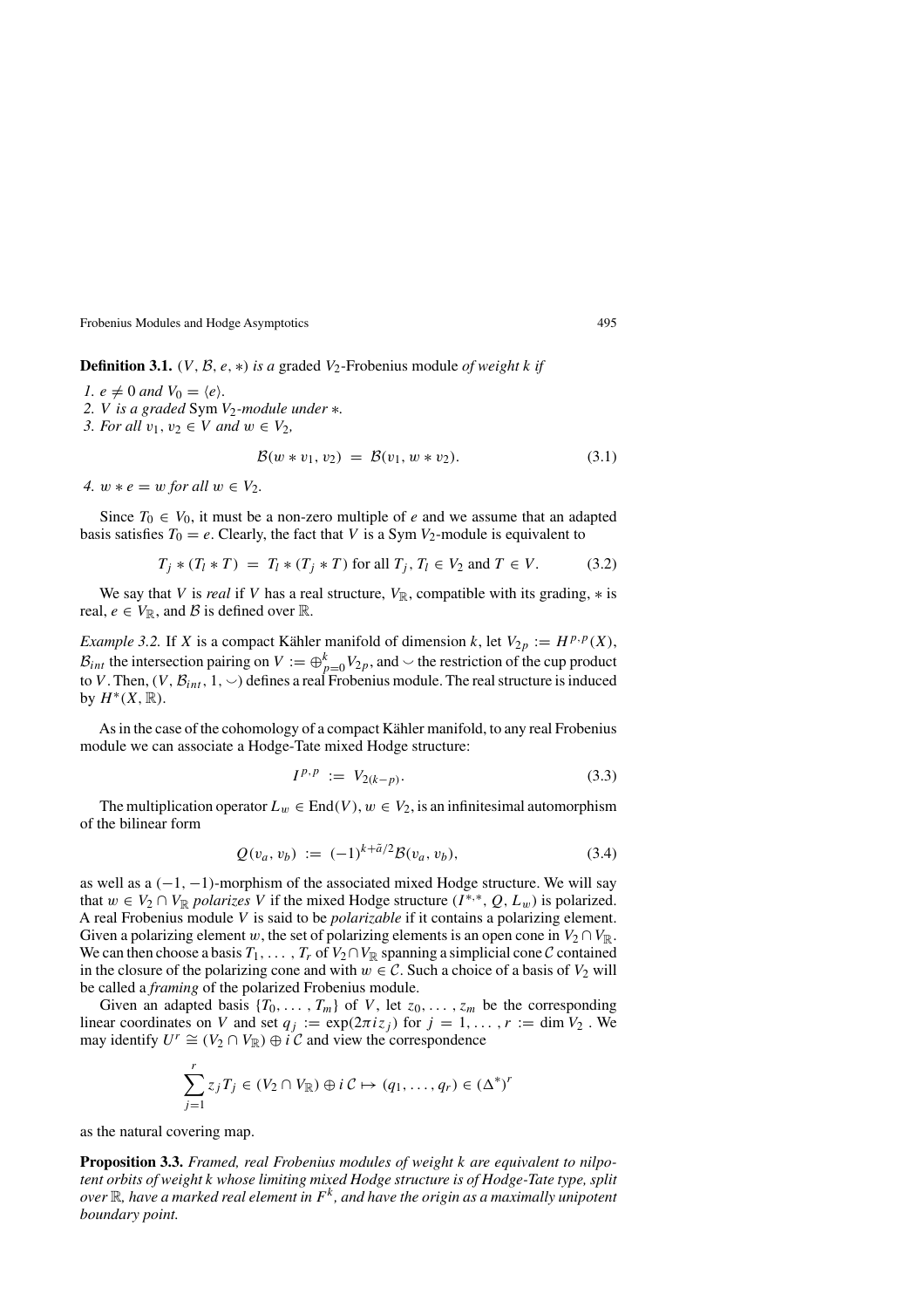**Definition 3.1.** $(V, \mathcal{B}, e, *)$ *is a* graded $V_2$-Frobenius module *of weight* $k$ *if*

1. $e \neq 0$ *and* $V_0 = \langle e \rangle$.
2. $V$ *is a graded* Sym $V_2$*-module under* $*$.
3. *For all* $v_1, v_2 \in V$ *and* $w \in V_2$,

$$\mathcal{B}(w * v_1, v_2) = \mathcal{B}(v_1, w * v_2). \tag{3.1}$$

4. $w * e = w$ *for all* $w \in V_2$.

Since $T_0 \in V_0$, it must be a non-zero multiple of $e$ and we assume that an adapted basis satisfies $T_0 = e$. Clearly, the fact that $V$ is a Sym $V_2$-module is equivalent to

$$T_j * (T_l * T) = T_l * (T_j * T) \text{ for all } T_j, T_l \in V_2 \text{ and } T \in V. \tag{3.2}$$

We say that $V$ is *real* if $V$ has a real structure, $V_{\mathbb{R}}$, compatible with its grading, $*$ is real, $e \in V_{\mathbb{R}}$, and $\mathcal{B}$ is defined over $\mathbb{R}$.

*Example 3.2.* If $X$ is a compact Kähler manifold of dimension $k$, let $V_{2p} := H^{p,p}(X)$, $\mathcal{B}_{int}$ the intersection pairing on $V := \oplus_{p=0}^{k} V_{2p}$, and $\smile$ the restriction of the cup product to $V$. Then, $(V, \mathcal{B}_{int}, 1, \smile)$ defines a real Frobenius module. The real structure is induced by $H^*(X, \mathbb{R})$.

As in the case of the cohomology of a compact Kähler manifold, to any real Frobenius module we can associate a Hodge-Tate mixed Hodge structure:

$$I^{p,p} := V_{2(k-p)}. \tag{3.3}$$

The multiplication operator $L_w \in \mathrm{End}(V)$, $w \in V_2$, is an infinitesimal automorphism of the bilinear form

$$Q(v_a, v_b) := (-1)^{k+\tilde{a}/2} \mathcal{B}(v_a, v_b), \tag{3.4}$$

as well as a $(-1, -1)$-morphism of the associated mixed Hodge structure. We will say that $w \in V_2 \cap V_{\mathbb{R}}$ *polarizes* $V$ if the mixed Hodge structure $(I^{*,*}, Q, L_w)$ is polarized. A real Frobenius module $V$ is said to be *polarizable* if it contains a polarizing element. Given a polarizing element $w$, the set of polarizing elements is an open cone in $V_2 \cap V_{\mathbb{R}}$. We can then choose a basis $T_1, \ldots, T_r$ of $V_2 \cap V_{\mathbb{R}}$ spanning a simplicial cone $\mathcal{C}$ contained in the closure of the polarizing cone and with $w \in \mathcal{C}$. Such a choice of a basis of $V_2$ will be called a *framing* of the polarized Frobenius module.

Given an adapted basis $\{T_0, \ldots, T_m\}$ of $V$, let $z_0, \ldots, z_m$ be the corresponding linear coordinates on $V$ and set $q_j := \exp(2\pi i z_j)$ for $j = 1, \ldots, r := \dim V_2$. We may identify $U^r \cong (V_2 \cap V_{\mathbb{R}}) \oplus i\,\mathcal{C}$ and view the correspondence

$$\sum_{j=1}^{r} z_j T_j \in (V_2 \cap V_{\mathbb{R}}) \oplus i\,\mathcal{C} \mapsto (q_1, \ldots, q_r) \in (\Delta^*)^r$$

as the natural covering map.

**Proposition 3.3.** *Framed, real Frobenius modules of weight* $k$ *are equivalent to nilpotent orbits of weight* $k$ *whose limiting mixed Hodge structure is of Hodge-Tate type, split over* $\mathbb{R}$*, have a marked real element in* $F^k$*, and have the origin as a maximally unipotent boundary point.*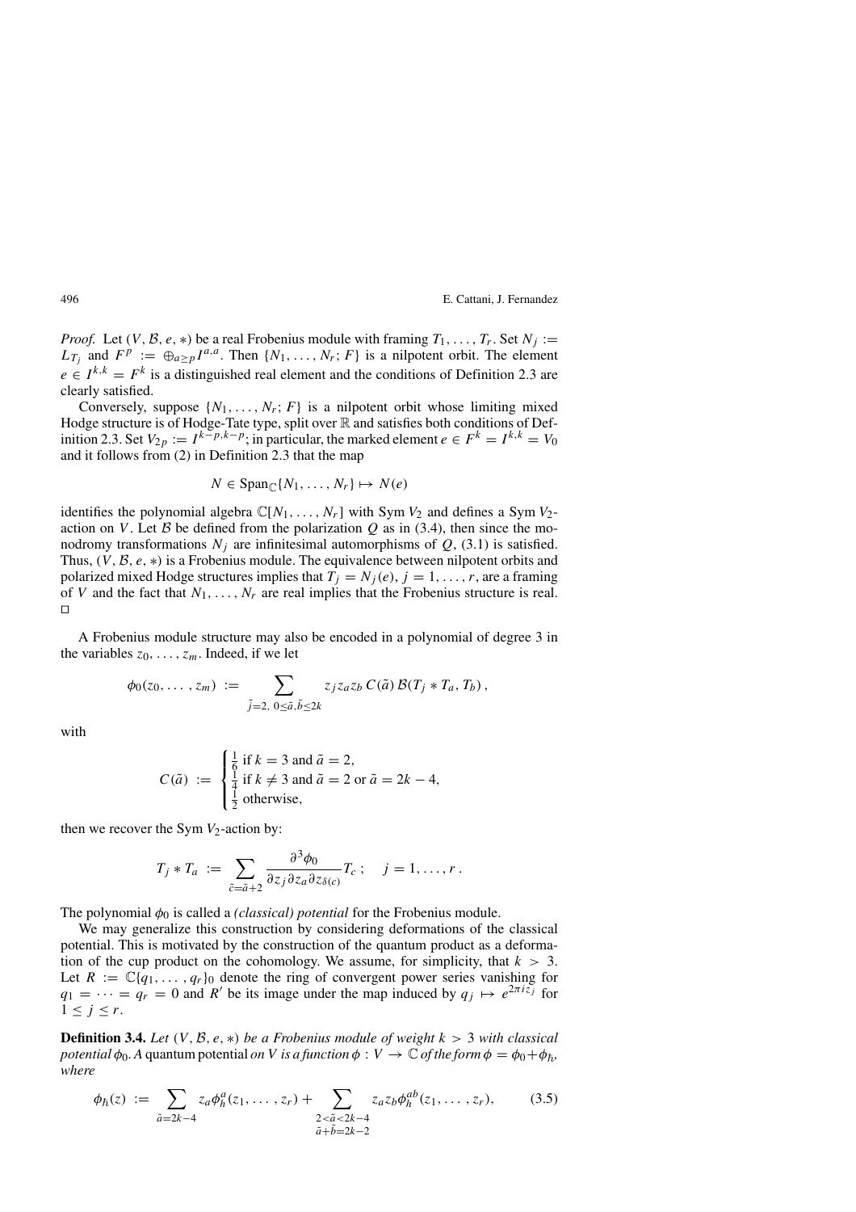*Proof.* Let $(V, \mathcal{B}, e, *)$ be a real Frobenius module with framing $T_1, \ldots, T_r$. Set $N_j := L_{T_j}$ and $F^p := \oplus_{a \geq p} I^{a,a}$. Then $\{N_1, \ldots, N_r; F\}$ is a nilpotent orbit. The element $e \in I^{k,k} = F^k$ is a distinguished real element and the conditions of Definition 2.3 are clearly satisfied.

Conversely, suppose $\{N_1, \ldots, N_r; F\}$ is a nilpotent orbit whose limiting mixed Hodge structure is of Hodge-Tate type, split over $\mathbb{R}$ and satisfies both conditions of Definition 2.3. Set $V_{2p} := I^{k-p,k-p}$; in particular, the marked element $e \in F^k = I^{k,k} = V_0$ and it follows from (2) in Definition 2.3 that the map

$$N \in \mathrm{Span}_{\mathbb{C}}\{N_1, \ldots, N_r\} \mapsto N(e)$$

identifies the polynomial algebra $\mathbb{C}[N_1, \ldots, N_r]$ with $\mathrm{Sym}\, V_2$ and defines a $\mathrm{Sym}\, V_2$-action on $V$. Let $\mathcal{B}$ be defined from the polarization $Q$ as in (3.4), then since the monodromy transformations $N_j$ are infinitesimal automorphisms of $Q$, (3.1) is satisfied. Thus, $(V, \mathcal{B}, e, *)$ is a Frobenius module. The equivalence between nilpotent orbits and polarized mixed Hodge structures implies that $T_j = N_j(e)$, $j = 1, \ldots, r$, are a framing of $V$ and the fact that $N_1, \ldots, N_r$ are real implies that the Frobenius structure is real. □

A Frobenius module structure may also be encoded in a polynomial of degree 3 in the variables $z_0, \ldots, z_m$. Indeed, if we let

$$\phi_0(z_0, \ldots, z_m) := \sum_{\tilde{j}=2,\ 0 \leq \tilde{a}, \tilde{b} \leq 2k} z_j z_a z_b\, C(\tilde{a})\, \mathcal{B}(T_j * T_a, T_b)\,,$$

with

$$C(\tilde{a}) := \begin{cases} \frac{1}{6} \text{ if } k = 3 \text{ and } \tilde{a} = 2, \\ \frac{1}{4} \text{ if } k \neq 3 \text{ and } \tilde{a} = 2 \text{ or } \tilde{a} = 2k - 4, \\ \frac{1}{2} \text{ otherwise,} \end{cases}$$

then we recover the $\mathrm{Sym}\, V_2$-action by:

$$T_j * T_a := \sum_{\tilde{c} = \tilde{a} + 2} \frac{\partial^3 \phi_0}{\partial z_j \partial z_a \partial z_{\delta(c)}} T_c\,; \quad j = 1, \ldots, r\,.$$

The polynomial $\phi_0$ is called a *(classical) potential* for the Frobenius module.

We may generalize this construction by considering deformations of the classical potential. This is motivated by the construction of the quantum product as a deformation of the cup product on the cohomology. We assume, for simplicity, that $k > 3$. Let $R := \mathbb{C}\{q_1, \ldots, q_r\}_0$ denote the ring of convergent power series vanishing for $q_1 = \cdots = q_r = 0$ and $R'$ be its image under the map induced by $q_j \mapsto e^{2\pi i z_j}$ for $1 \leq j \leq r$.

**Definition 3.4.** *Let $(V, \mathcal{B}, e, *)$ be a Frobenius module of weight $k > 3$ with classical potential $\phi_0$. A* quantum potential *on $V$ is a function $\phi : V \to \mathbb{C}$ of the form $\phi = \phi_0 + \phi_\hbar$, where*

$$\phi_\hbar(z) := \sum_{\tilde{a} = 2k-4} z_a \phi_\hbar^a(z_1, \ldots, z_r) + \sum_{\substack{2 < \tilde{a} < 2k-4 \\ \tilde{a} + \tilde{b} = 2k-2}} z_a z_b \phi_\hbar^{ab}(z_1, \ldots, z_r), \tag{3.5}$$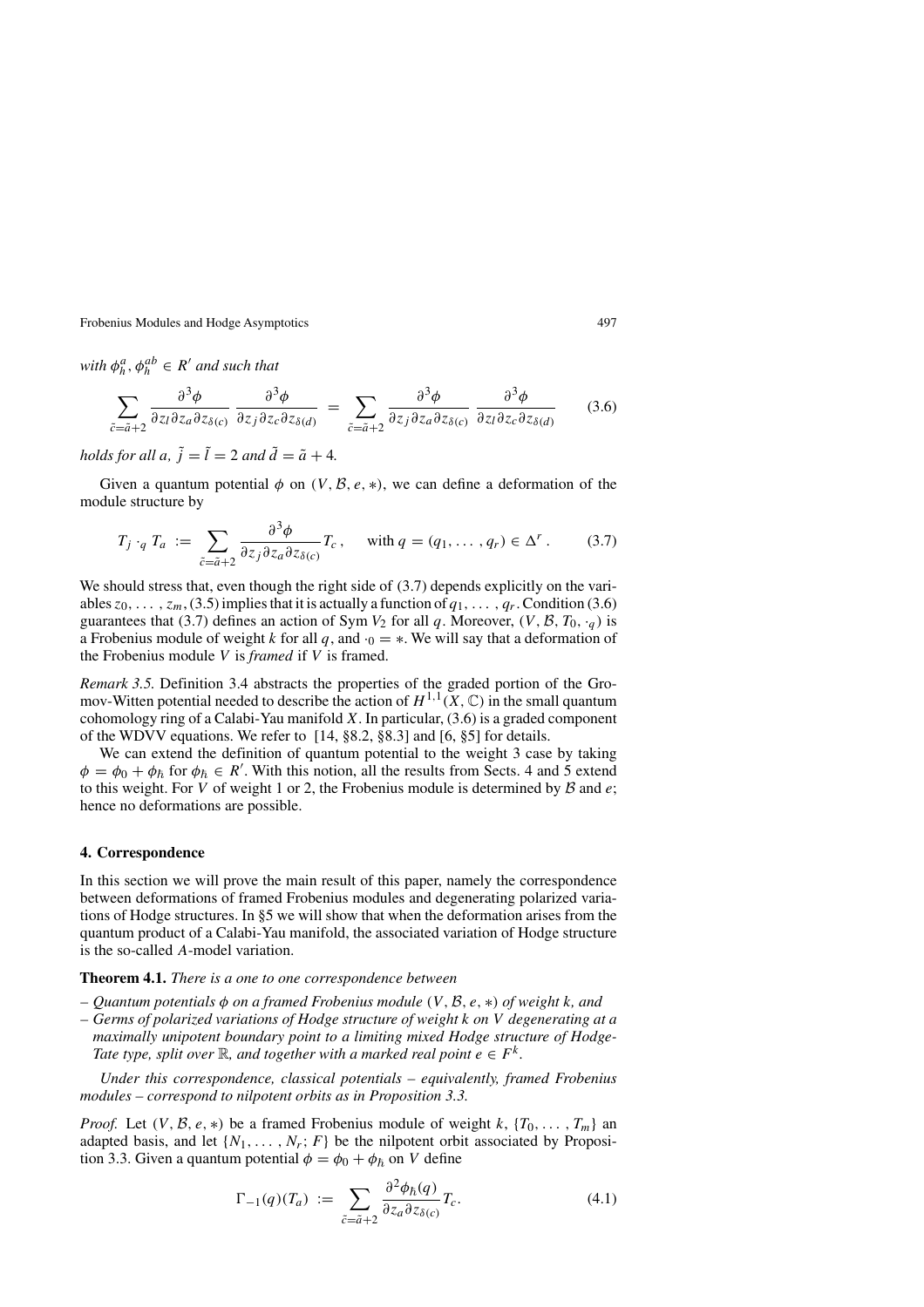with $\phi_\hbar^a, \phi_\hbar^{ab} \in R'$ *and such that*

$$\sum_{\tilde{c}=\tilde{a}+2} \frac{\partial^3 \phi}{\partial z_l \partial z_a \partial z_{\delta(c)}} \frac{\partial^3 \phi}{\partial z_j \partial z_c \partial z_{\delta(d)}} = \sum_{\tilde{c}=\tilde{a}+2} \frac{\partial^3 \phi}{\partial z_j \partial z_a \partial z_{\delta(c)}} \frac{\partial^3 \phi}{\partial z_l \partial z_c \partial z_{\delta(d)}} \tag{3.6}$$

*holds for all* $a$, $\tilde{j} = \tilde{l} = 2$ *and* $\tilde{d} = \tilde{a} + 4$.

Given a quantum potential $\phi$ on $(V, \mathcal{B}, e, *)$, we can define a deformation of the module structure by

$$T_j \cdot_q T_a := \sum_{\tilde{c}=\tilde{a}+2} \frac{\partial^3 \phi}{\partial z_j \partial z_a \partial z_{\delta(c)}} T_c\,, \quad \text{with } q = (q_1, \ldots, q_r) \in \Delta^r\,. \tag{3.7}$$

We should stress that, even though the right side of (3.7) depends explicitly on the variables $z_0, \ldots, z_m$, (3.5) implies that it is actually a function of $q_1, \ldots, q_r$. Condition (3.6) guarantees that (3.7) defines an action of Sym $V_2$ for all $q$. Moreover, $(V, \mathcal{B}, T_0, \cdot_q)$ is a Frobenius module of weight $k$ for all $q$, and $\cdot_0 = *$. We will say that a deformation of the Frobenius module $V$ is *framed* if $V$ is framed.

*Remark 3.5.* Definition 3.4 abstracts the properties of the graded portion of the Gromov-Witten potential needed to describe the action of $H^{1,1}(X, \mathbb{C})$ in the small quantum cohomology ring of a Calabi-Yau manifold $X$. In particular, (3.6) is a graded component of the WDVV equations. We refer to [14, §8.2, §8.3] and [6, §5] for details.

We can extend the definition of quantum potential to the weight 3 case by taking $\phi = \phi_0 + \phi_\hbar$ for $\phi_\hbar \in R'$. With this notion, all the results from Sects. 4 and 5 extend to this weight. For $V$ of weight 1 or 2, the Frobenius module is determined by $\mathcal{B}$ and $e$; hence no deformations are possible.

## 4. Correspondence

In this section we will prove the main result of this paper, namely the correspondence between deformations of framed Frobenius modules and degenerating polarized variations of Hodge structures. In §5 we will show that when the deformation arises from the quantum product of a Calabi-Yau manifold, the associated variation of Hodge structure is the so-called $A$-model variation.

**Theorem 4.1.** *There is a one to one correspondence between*

- *Quantum potentials* $\phi$ *on a framed Frobenius module* $(V, \mathcal{B}, e, *)$ *of weight* $k$, *and*
- *Germs of polarized variations of Hodge structure of weight* $k$ *on* $V$ *degenerating at a maximally unipotent boundary point to a limiting mixed Hodge structure of Hodge-Tate type, split over* $\mathbb{R}$, *and together with a marked real point* $e \in F^k$.

*Under this correspondence, classical potentials – equivalently, framed Frobenius modules – correspond to nilpotent orbits as in Proposition 3.3.*

*Proof.* Let $(V, \mathcal{B}, e, *)$ be a framed Frobenius module of weight $k$, $\{T_0, \ldots, T_m\}$ an adapted basis, and let $\{N_1, \ldots, N_r; F\}$ be the nilpotent orbit associated by Proposition 3.3. Given a quantum potential $\phi = \phi_0 + \phi_\hbar$ on $V$ define

$$\Gamma_{-1}(q)(T_a) := \sum_{\tilde{c}=\tilde{a}+2} \frac{\partial^2 \phi_\hbar(q)}{\partial z_a \partial z_{\delta(c)}} T_c. \tag{4.1}$$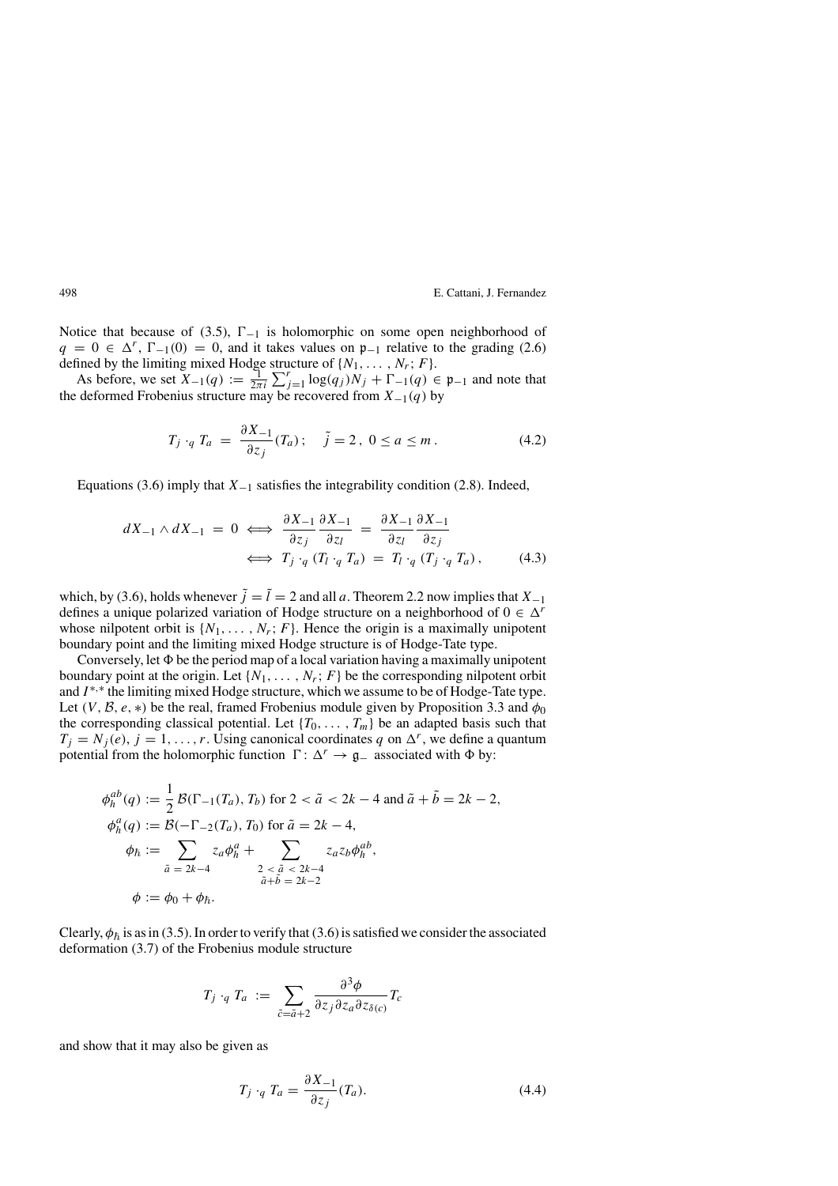Notice that because of (3.5), $\Gamma_{-1}$ is holomorphic on some open neighborhood of $q = 0 \in \Delta^r$, $\Gamma_{-1}(0) = 0$, and it takes values on $\mathfrak{p}_{-1}$ relative to the grading (2.6) defined by the limiting mixed Hodge structure of $\{N_1, \ldots, N_r; F\}$.

As before, we set $X_{-1}(q) := \frac{1}{2\pi i}\sum_{j=1}^{r}\log(q_j)N_j + \Gamma_{-1}(q) \in \mathfrak{p}_{-1}$ and note that the deformed Frobenius structure may be recovered from $X_{-1}(q)$ by

$$T_j \cdot_q T_a \;=\; \frac{\partial X_{-1}}{\partial z_j}(T_a)\,; \quad \tilde{j} = 2\,,\ 0 \leq a \leq m\,. \tag{4.2}$$

Equations (3.6) imply that $X_{-1}$ satisfies the integrability condition (2.8). Indeed,

$$\begin{aligned} dX_{-1} \wedge dX_{-1} \;=\; 0 \;&\Longleftrightarrow\; \frac{\partial X_{-1}}{\partial z_j}\frac{\partial X_{-1}}{\partial z_l} \;=\; \frac{\partial X_{-1}}{\partial z_l}\frac{\partial X_{-1}}{\partial z_j} \\ &\Longleftrightarrow\; T_j \cdot_q (T_l \cdot_q T_a) \;=\; T_l \cdot_q (T_j \cdot_q T_a)\,, \end{aligned} \tag{4.3}$$

which, by (3.6), holds whenever $\tilde{j} = \tilde{l} = 2$ and all $a$. Theorem 2.2 now implies that $X_{-1}$ defines a unique polarized variation of Hodge structure on a neighborhood of $0 \in \Delta^r$ whose nilpotent orbit is $\{N_1, \ldots, N_r; F\}$. Hence the origin is a maximally unipotent boundary point and the limiting mixed Hodge structure is of Hodge-Tate type.

Conversely, let $\Phi$ be the period map of a local variation having a maximally unipotent boundary point at the origin. Let $\{N_1, \ldots, N_r; F\}$ be the corresponding nilpotent orbit and $I^{*,*}$ the limiting mixed Hodge structure, which we assume to be of Hodge-Tate type. Let $(V, \mathcal{B}, e, *)$ be the real, framed Frobenius module given by Proposition 3.3 and $\phi_0$ the corresponding classical potential. Let $\{T_0, \ldots, T_m\}$ be an adapted basis such that $T_j = N_j(e)$, $j = 1, \ldots, r$. Using canonical coordinates $q$ on $\Delta^r$, we define a quantum potential from the holomorphic function $\Gamma\colon \Delta^r \to \mathfrak{g}_-$ associated with $\Phi$ by:

$$\begin{aligned} \phi_\hbar^{ab}(q) &:= \frac{1}{2}\,\mathcal{B}(\Gamma_{-1}(T_a), T_b) \text{ for } 2 < \tilde{a} < 2k-4 \text{ and } \tilde{a} + \tilde{b} = 2k-2, \\ \phi_\hbar^{a}(q) &:= \mathcal{B}(-\Gamma_{-2}(T_a), T_0) \text{ for } \tilde{a} = 2k-4, \\ \phi_\hbar &:= \sum_{\tilde{a} = 2k-4} z_a \phi_\hbar^a + \sum_{\substack{2 < \tilde{a} < 2k-4 \\ \tilde{a}+\tilde{b} = 2k-2}} z_a z_b \phi_\hbar^{ab}, \\ \phi &:= \phi_0 + \phi_\hbar. \end{aligned}$$

Clearly, $\phi_\hbar$ is as in (3.5). In order to verify that (3.6) is satisfied we consider the associated deformation (3.7) of the Frobenius module structure

$$T_j \cdot_q T_a \;:=\; \sum_{\tilde{c} = \tilde{a}+2} \frac{\partial^3 \phi}{\partial z_j \partial z_a \partial z_{\delta(c)}} T_c$$

and show that it may also be given as

$$T_j \cdot_q T_a = \frac{\partial X_{-1}}{\partial z_j}(T_a). \tag{4.4}$$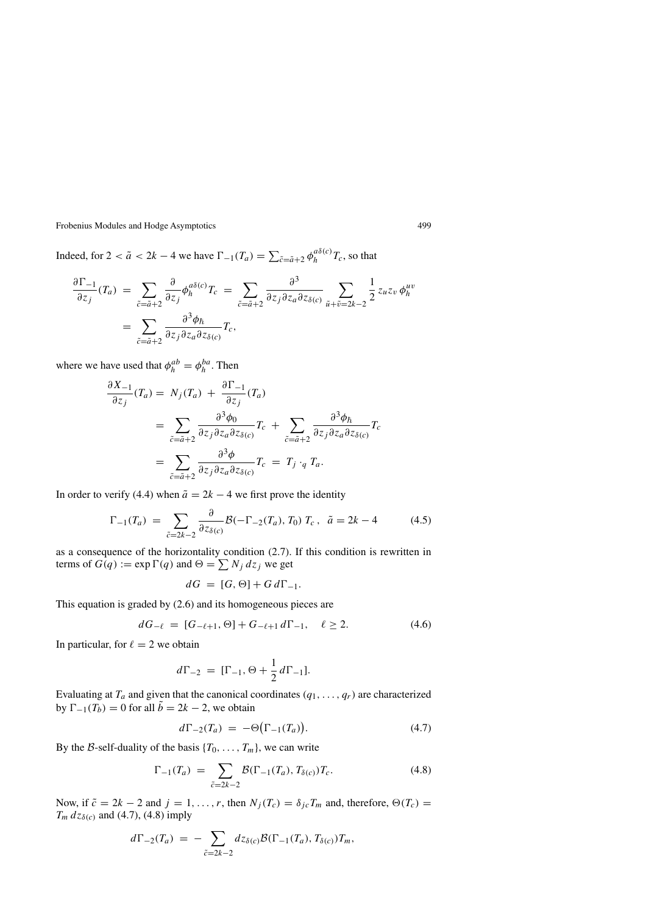Indeed, for $2 < \tilde{a} < 2k-4$ we have $\Gamma_{-1}(T_a) = \sum_{\tilde{c}=\tilde{a}+2} \phi_\hbar^{a\delta(c)} T_c$, so that

$$\frac{\partial \Gamma_{-1}}{\partial z_j}(T_a) \;=\; \sum_{\tilde{c}=\tilde{a}+2} \frac{\partial}{\partial z_j} \phi_\hbar^{a\delta(c)} T_c \;=\; \sum_{\tilde{c}=\tilde{a}+2} \frac{\partial^3}{\partial z_j \partial z_a \partial z_{\delta(c)}} \sum_{\tilde{u}+\tilde{v}=2k-2} \frac{1}{2}\, z_u z_v\, \phi_\hbar^{uv}$$

$$= \sum_{\tilde{c}=\tilde{a}+2} \frac{\partial^3 \phi_\hbar}{\partial z_j \partial z_a \partial z_{\delta(c)}} T_c,$$

where we have used that $\phi_\hbar^{ab} = \phi_\hbar^{ba}$. Then

$$\frac{\partial X_{-1}}{\partial z_j}(T_a) = \; N_j(T_a) \; + \; \frac{\partial \Gamma_{-1}}{\partial z_j}(T_a)$$

$$= \sum_{\tilde{c}=\tilde{a}+2} \frac{\partial^3 \phi_0}{\partial z_j \partial z_a \partial z_{\delta(c)}} T_c \; + \; \sum_{\tilde{c}=\tilde{a}+2} \frac{\partial^3 \phi_\hbar}{\partial z_j \partial z_a \partial z_{\delta(c)}} T_c$$

$$= \sum_{\tilde{c}=\tilde{a}+2} \frac{\partial^3 \phi}{\partial z_j \partial z_a \partial z_{\delta(c)}} T_c \; = \; T_j \cdot_q T_a.$$

In order to verify (4.4) when $\tilde{a} = 2k-4$ we first prove the identity

$$\Gamma_{-1}(T_a) \;=\; \sum_{\tilde{c}=2k-2} \frac{\partial}{\partial z_{\delta(c)}} \mathcal{B}(-\Gamma_{-2}(T_a), T_0)\, T_c\,, \quad \tilde{a} = 2k-4 \tag{4.5}$$

as a consequence of the horizontality condition (2.7). If this condition is rewritten in terms of $G(q) := \exp \Gamma(q)$ and $\Theta = \sum N_j \, dz_j$ we get

$$dG \;=\; [G, \Theta] + G \, d\Gamma_{-1}.$$

This equation is graded by (2.6) and its homogeneous pieces are

$$dG_{-\ell} \;=\; [G_{-\ell+1}, \Theta] + G_{-\ell+1} \, d\Gamma_{-1}, \quad \ell \geq 2. \tag{4.6}$$

In particular, for $\ell = 2$ we obtain

$$d\Gamma_{-2} \;=\; [\Gamma_{-1}, \Theta + \frac{1}{2}\, d\Gamma_{-1}].$$

Evaluating at $T_a$ and given that the canonical coordinates $(q_1, \ldots, q_r)$ are characterized by $\Gamma_{-1}(T_b) = 0$ for all $\tilde{b} = 2k-2$, we obtain

$$d\Gamma_{-2}(T_a) \;=\; -\Theta\big(\Gamma_{-1}(T_a)\big). \tag{4.7}$$

By the $\mathcal{B}$-self-duality of the basis $\{T_0, \ldots, T_m\}$, we can write

$$\Gamma_{-1}(T_a) \;=\; \sum_{\tilde{c}=2k-2} \mathcal{B}(\Gamma_{-1}(T_a), T_{\delta(c)}) T_c. \tag{4.8}$$

Now, if $\tilde{c} = 2k-2$ and $j = 1, \ldots, r$, then $N_j(T_c) = \delta_{jc} T_m$ and, therefore, $\Theta(T_c) = T_m \, dz_{\delta(c)}$ and (4.7), (4.8) imply

$$d\Gamma_{-2}(T_a) \;=\; -\sum_{\tilde{c}=2k-2} dz_{\delta(c)} \mathcal{B}(\Gamma_{-1}(T_a), T_{\delta(c)}) T_m,$$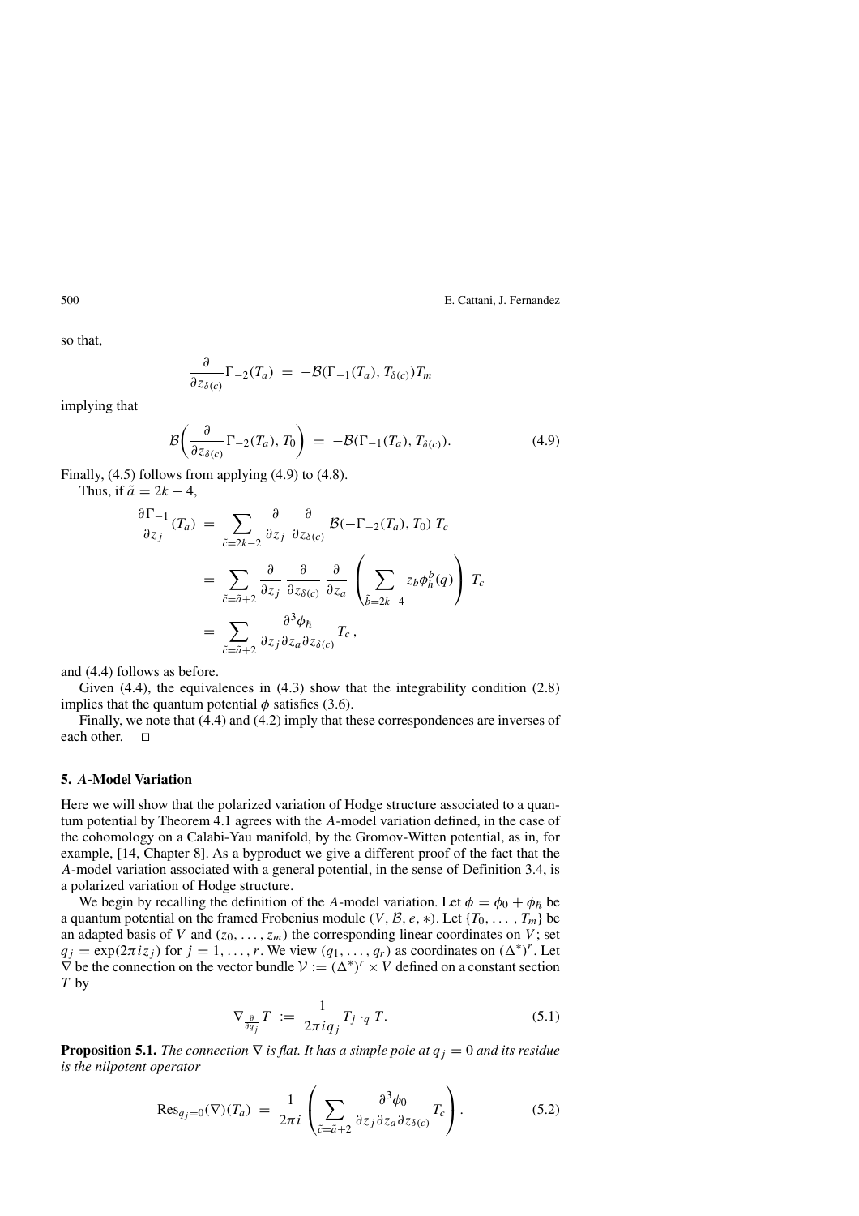so that,

$$\frac{\partial}{\partial z_{\delta(c)}}\Gamma_{-2}(T_a) \;=\; -\mathcal{B}(\Gamma_{-1}(T_a), T_{\delta(c)})T_m$$

implying that

$$\mathcal{B}\biggl(\frac{\partial}{\partial z_{\delta(c)}}\Gamma_{-2}(T_a), T_0\biggr) \;=\; -\mathcal{B}(\Gamma_{-1}(T_a), T_{\delta(c)}). \tag{4.9}$$

Finally, (4.5) follows from applying (4.9) to (4.8).

Thus, if $\tilde{a} = 2k-4$,

$$\begin{aligned}
\frac{\partial \Gamma_{-1}}{\partial z_j}(T_a) \;&=\; \sum_{\tilde{c}=2k-2} \frac{\partial}{\partial z_j}\,\frac{\partial}{\partial z_{\delta(c)}}\,\mathcal{B}(-\Gamma_{-2}(T_a), T_0)\;T_c \\
&=\; \sum_{\tilde{c}=\tilde{a}+2} \frac{\partial}{\partial z_j}\,\frac{\partial}{\partial z_{\delta(c)}}\,\frac{\partial}{\partial z_a}\left(\sum_{\tilde{b}=2k-4} z_b\phi_\hbar^b(q)\right)\;T_c \\
&=\; \sum_{\tilde{c}=\tilde{a}+2} \frac{\partial^3\phi_\hbar}{\partial z_j\partial z_a\partial z_{\delta(c)}}T_c\,,
\end{aligned}$$

and (4.4) follows as before.

Given (4.4), the equivalences in (4.3) show that the integrability condition (2.8) implies that the quantum potential $\phi$ satisfies (3.6).

Finally, we note that (4.4) and (4.2) imply that these correspondences are inverses of each other. $\square$

## 5. *A*-Model Variation

Here we will show that the polarized variation of Hodge structure associated to a quantum potential by Theorem 4.1 agrees with the *A*-model variation defined, in the case of the cohomology on a Calabi-Yau manifold, by the Gromov-Witten potential, as in, for example, [14, Chapter 8]. As a byproduct we give a different proof of the fact that the *A*-model variation associated with a general potential, in the sense of Definition 3.4, is a polarized variation of Hodge structure.

We begin by recalling the definition of the *A*-model variation. Let $\phi = \phi_0 + \phi_\hbar$ be a quantum potential on the framed Frobenius module $(V, \mathcal{B}, e, *)$. Let $\{T_0, \ldots, T_m\}$ be an adapted basis of $V$ and $(z_0, \ldots, z_m)$ the corresponding linear coordinates on $V$; set $q_j = \exp(2\pi i z_j)$ for $j = 1, \ldots, r$. We view $(q_1, \ldots, q_r)$ as coordinates on $(\Delta^*)^r$. Let $\nabla$ be the connection on the vector bundle $\mathcal{V} := (\Delta^*)^r \times V$ defined on a constant section $T$ by

$$\nabla_{\frac{\partial}{\partial q_j}} T \;:=\; \frac{1}{2\pi i q_j} T_j \cdot_q T. \tag{5.1}$$

**Proposition 5.1.** *The connection $\nabla$ is flat. It has a simple pole at $q_j = 0$ and its residue is the nilpotent operator*

$$\mathrm{Res}_{q_j=0}(\nabla)(T_a) \;=\; \frac{1}{2\pi i}\left(\sum_{\tilde{c}=\tilde{a}+2} \frac{\partial^3\phi_0}{\partial z_j\partial z_a\partial z_{\delta(c)}}T_c\right). \tag{5.2}$$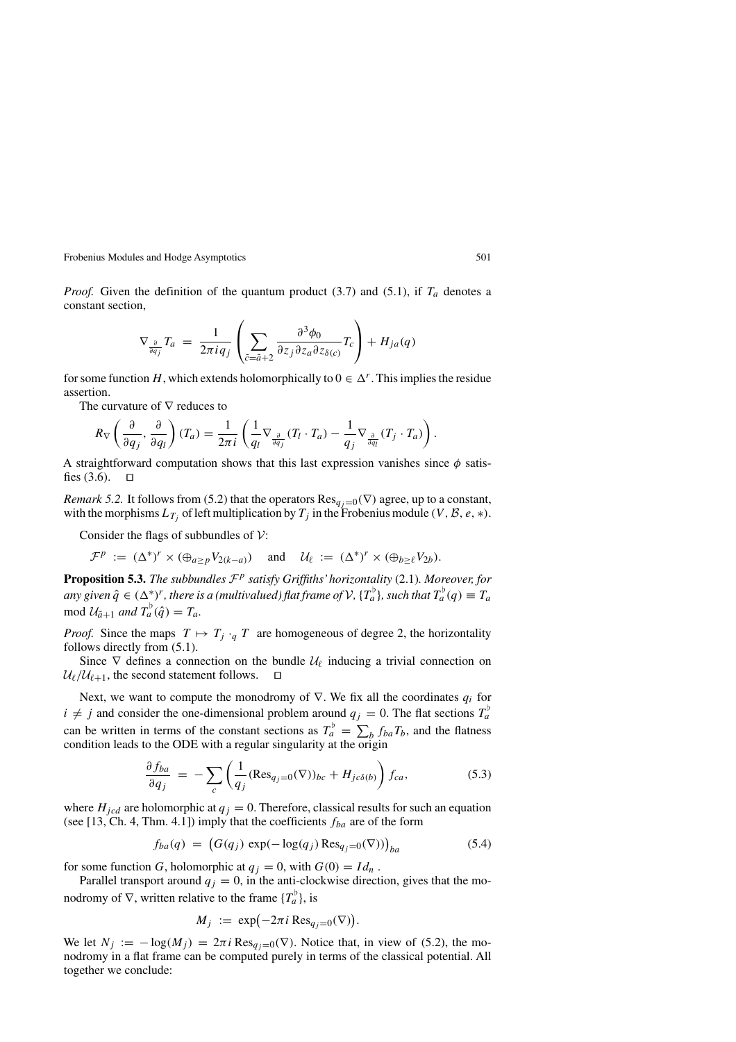*Proof.* Given the definition of the quantum product (3.7) and (5.1), if $T_a$ denotes a constant section,

$$\nabla_{\frac{\partial}{\partial q_j}} T_a \;=\; \frac{1}{2\pi i q_j}\left(\sum_{\tilde{c}=\tilde{a}+2} \frac{\partial^3 \phi_0}{\partial z_j \partial z_a \partial z_{\delta(c)}} T_c\right) + H_{ja}(q)$$

for some function $H$, which extends holomorphically to $0 \in \Delta^r$. This implies the residue assertion.

The curvature of $\nabla$ reduces to

$$R_\nabla\left(\frac{\partial}{\partial q_j}, \frac{\partial}{\partial q_l}\right)(T_a) = \frac{1}{2\pi i}\left(\frac{1}{q_l}\nabla_{\frac{\partial}{\partial q_j}}(T_l \cdot T_a) - \frac{1}{q_j}\nabla_{\frac{\partial}{\partial q_l}}(T_j \cdot T_a)\right).$$

A straightforward computation shows that this last expression vanishes since $\phi$ satisfies (3.6). $\square$

*Remark 5.2.* It follows from (5.2) that the operators $\mathrm{Res}_{q_j=0}(\nabla)$ agree, up to a constant, with the morphisms $L_{T_j}$ of left multiplication by $T_j$ in the Frobenius module $(V, \mathcal{B}, e, *)$.

Consider the flags of subbundles of $\mathcal{V}$:

$$\mathcal{F}^p \;:=\; (\Delta^*)^r \times (\oplus_{a \geq p} V_{2(k-a)}) \quad \text{and} \quad \mathcal{U}_\ell \;:=\; (\Delta^*)^r \times (\oplus_{b \geq \ell} V_{2b}).$$

**Proposition 5.3.** *The subbundles $\mathcal{F}^p$ satisfy Griffiths' horizontality* (2.1)*. Moreover, for any given $\hat{q} \in (\Delta^*)^r$, there is a (multivalued) flat frame of $\mathcal{V}$, $\{T_a^\flat\}$, such that $T_a^\flat(q) \equiv T_a$ mod $\mathcal{U}_{\tilde{a}+1}$ and $T_a^\flat(\hat{q}) = T_a$.*

*Proof.* Since the maps $T \mapsto T_j \cdot_q T$ are homogeneous of degree 2, the horizontality follows directly from (5.1).

Since $\nabla$ defines a connection on the bundle $\mathcal{U}_\ell$ inducing a trivial connection on $\mathcal{U}_\ell/\mathcal{U}_{\ell+1}$, the second statement follows. $\square$

Next, we want to compute the monodromy of $\nabla$. We fix all the coordinates $q_i$ for $i \neq j$ and consider the one-dimensional problem around $q_j = 0$. The flat sections $T_a^\flat$ can be written in terms of the constant sections as $T_a^\flat = \sum_b f_{ba} T_b$, and the flatness condition leads to the ODE with a regular singularity at the origin

$$\frac{\partial f_{ba}}{\partial q_j} \;=\; -\sum_c \left(\frac{1}{q_j}(\mathrm{Res}_{q_j=0}(\nabla))_{bc} + H_{jc\delta(b)}\right) f_{ca}, \tag{5.3}$$

where $H_{jcd}$ are holomorphic at $q_j = 0$. Therefore, classical results for such an equation (see [13, Ch. 4, Thm. 4.1]) imply that the coefficients $f_{ba}$ are of the form

$$f_{ba}(q) \;=\; \big(G(q_j)\, \exp(-\log(q_j)\, \mathrm{Res}_{q_j=0}(\nabla))\big)_{ba} \tag{5.4}$$

for some function $G$, holomorphic at $q_j = 0$, with $G(0) = Id_n$.

Parallel transport around $q_j = 0$, in the anti-clockwise direction, gives that the monodromy of $\nabla$, written relative to the frame $\{T_a^\flat\}$, is

$$M_j \;:=\; \exp\big(-2\pi i\, \mathrm{Res}_{q_j=0}(\nabla)\big).$$

We let $N_j := -\log(M_j) = 2\pi i\, \mathrm{Res}_{q_j=0}(\nabla)$. Notice that, in view of (5.2), the monodromy in a flat frame can be computed purely in terms of the classical potential. All together we conclude: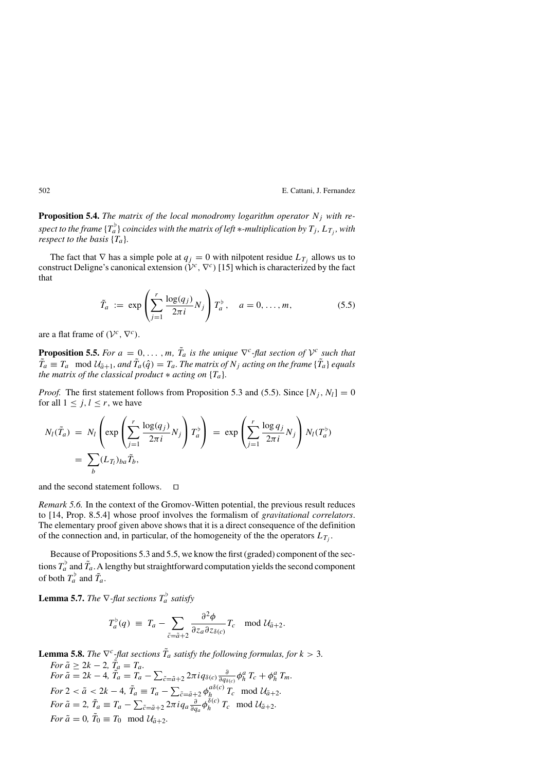**Proposition 5.4.** *The matrix of the local monodromy logarithm operator $N_j$ with respect to the frame $\{T_a^\flat\}$ coincides with the matrix of left $*$-multiplication by $T_j$, $L_{T_j}$, with respect to the basis $\{T_a\}$.*

The fact that $\nabla$ has a simple pole at $q_j = 0$ with nilpotent residue $L_{T_j}$ allows us to construct Deligne's canonical extension $(\mathcal{V}^c, \nabla^c)$ [15] which is characterized by the fact that

$$\tilde{T}_a \;:=\; \exp\left(\sum_{j=1}^{r} \frac{\log(q_j)}{2\pi i} N_j\right) T_a^\flat, \quad a = 0, \ldots, m, \tag{5.5}$$

are a flat frame of $(\mathcal{V}^c, \nabla^c)$.

**Proposition 5.5.** *For $a = 0, \ldots, m$, $\tilde{T}_a$ is the unique $\nabla^c$-flat section of $\mathcal{V}^c$ such that $\tilde{T}_a \equiv T_a \mod \mathcal{U}_{\tilde{a}+1}$, and $\tilde{T}_a(\hat{q}) = T_a$. The matrix of $N_j$ acting on the frame $\{\tilde{T}_a\}$ equals the matrix of the classical product $*$ acting on $\{T_a\}$.*

*Proof.* The first statement follows from Proposition 5.3 and (5.5). Since $[N_j, N_l] = 0$ for all $1 \le j, l \le r$, we have

$$\begin{aligned} N_l(\tilde{T}_a) \;&=\; N_l\left(\exp\left(\sum_{j=1}^{r} \frac{\log(q_j)}{2\pi i} N_j\right) T_a^\flat\right) \;=\; \exp\left(\sum_{j=1}^{r} \frac{\log q_j}{2\pi i} N_j\right) N_l(T_a^\flat) \\ &=\; \sum_b (L_{T_l})_{ba} \tilde{T}_b, \end{aligned}$$

and the second statement follows. $\square$

*Remark 5.6.* In the context of the Gromov-Witten potential, the previous result reduces to [14, Prop. 8.5.4] whose proof involves the formalism of *gravitational correlators*. The elementary proof given above shows that it is a direct consequence of the definition of the connection and, in particular, of the homogeneity of the the operators $L_{T_j}$.

Because of Propositions 5.3 and 5.5, we know the first (graded) component of the sections $T_a^\flat$ and $\tilde{T}_a$. A lengthy but straightforward computation yields the second component of both $T_a^\flat$ and $\tilde{T}_a$.

**Lemma 5.7.** *The $\nabla$-flat sections $T_a^\flat$ satisfy*

$$T_a^\flat(q) \;\equiv\; T_a - \sum_{\tilde{c} = \tilde{a}+2} \frac{\partial^2 \phi}{\partial z_a \partial z_{\delta(c)}} T_c \mod \mathcal{U}_{\tilde{a}+2}.$$

**Lemma 5.8.** *The $\nabla^c$-flat sections $\tilde{T}_a$ satisfy the following formulas, for $k > 3$.*

*For $\tilde{a} \ge 2k-2$, $\tilde{T}_a = T_a$.*

*For $\tilde{a} = 2k-4$, $\tilde{T}_a = T_a - \sum_{\tilde{c}=\tilde{a}+2} 2\pi i q_{\delta(c)} \frac{\partial}{\partial q_{\delta(c)}} \phi_h^a \, T_c + \phi_h^a \, T_m$.*

*For $2 < \tilde{a} < 2k-4$, $\tilde{T}_a \equiv T_a - \sum_{\tilde{c}=\tilde{a}+2} \phi_h^{a\delta(c)} \, T_c \mod \mathcal{U}_{\tilde{a}+2}$.*

*For $\tilde{a} = 2$, $\tilde{T}_a \equiv T_a - \sum_{\tilde{c}=\tilde{a}+2} 2\pi i q_a \frac{\partial}{\partial q_a} \phi_h^{\delta(c)} \, T_c \mod \mathcal{U}_{\tilde{a}+2}$.*

*For $\tilde{a} = 0$, $\tilde{T}_0 \equiv T_0 \mod \mathcal{U}_{\tilde{a}+2}$.*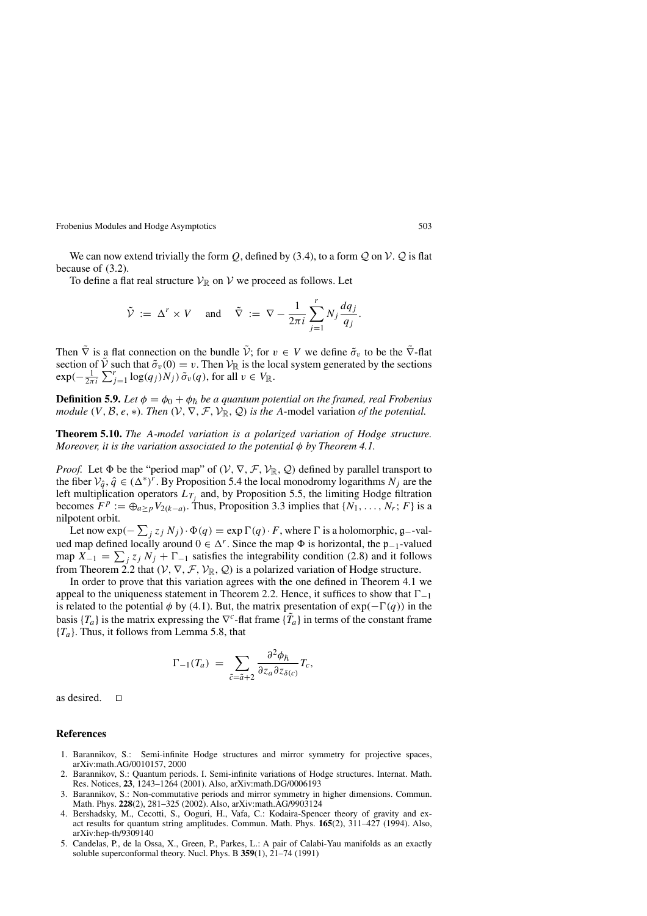We can now extend trivially the form $Q$, defined by (3.4), to a form $\mathcal{Q}$ on $\mathcal{V}$. $\mathcal{Q}$ is flat because of (3.2).

To define a flat real structure $\mathcal{V}_{\mathbb{R}}$ on $\mathcal{V}$ we proceed as follows. Let

$$\tilde{\mathcal{V}} := \Delta^r \times V \quad \text{and} \quad \tilde{\nabla} := \nabla - \frac{1}{2\pi i}\sum_{j=1}^{r} N_j \frac{dq_j}{q_j}.$$

Then $\tilde{\nabla}$ is a flat connection on the bundle $\tilde{\mathcal{V}}$; for $v \in V$ we define $\tilde{\sigma}_v$ to be the $\tilde{\nabla}$-flat section of $\tilde{\mathcal{V}}$ such that $\tilde{\sigma}_v(0) = v$. Then $\mathcal{V}_{\mathbb{R}}$ is the local system generated by the sections $\exp(-\frac{1}{2\pi i}\sum_{j=1}^{r}\log(q_j)N_j)\,\tilde{\sigma}_v(q)$, for all $v \in V_{\mathbb{R}}$.

**Definition 5.9.** *Let $\phi = \phi_0 + \phi_\hbar$ be a quantum potential on the framed, real Frobenius module $(V, \mathcal{B}, e, *)$. Then $(\mathcal{V}, \nabla, \mathcal{F}, \mathcal{V}_{\mathbb{R}}, \mathcal{Q})$ is the A-*model variation *of the potential.*

**Theorem 5.10.** *The A-model variation is a polarized variation of Hodge structure. Moreover, it is the variation associated to the potential $\phi$ by Theorem 4.1.*

*Proof.* Let $\Phi$ be the "period map" of $(\mathcal{V}, \nabla, \mathcal{F}, \mathcal{V}_{\mathbb{R}}, \mathcal{Q})$ defined by parallel transport to the fiber $\mathcal{V}_{\hat{q}}$, $\hat{q} \in (\Delta^*)^r$. By Proposition 5.4 the local monodromy logarithms $N_j$ are the left multiplication operators $L_{T_j}$ and, by Proposition 5.5, the limiting Hodge filtration becomes $F^p := \oplus_{a \geq p} V_{2(k-a)}$. Thus, Proposition 3.3 implies that $\{N_1, \ldots, N_r; F\}$ is a nilpotent orbit.

Let now $\exp(-\sum_j z_j N_j)\cdot\Phi(q) = \exp\Gamma(q)\cdot F$, where $\Gamma$ is a holomorphic, $\mathfrak{g}_-$-valued map defined locally around $0 \in \Delta^r$. Since the map $\Phi$ is horizontal, the $\mathfrak{p}_{-1}$-valued map $X_{-1} = \sum_j z_j N_j + \Gamma_{-1}$ satisfies the integrability condition (2.8) and it follows from Theorem 2.2 that $(\mathcal{V}, \nabla, \mathcal{F}, \mathcal{V}_{\mathbb{R}}, \mathcal{Q})$ is a polarized variation of Hodge structure.

In order to prove that this variation agrees with the one defined in Theorem 4.1 we appeal to the uniqueness statement in Theorem 2.2. Hence, it suffices to show that $\Gamma_{-1}$ is related to the potential $\phi$ by (4.1). But, the matrix presentation of $\exp(-\Gamma(q))$ in the basis $\{T_a\}$ is the matrix expressing the $\nabla^c$-flat frame $\{\tilde{T}_a\}$ in terms of the constant frame $\{T_a\}$. Thus, it follows from Lemma 5.8, that

$$\Gamma_{-1}(T_a) = \sum_{\tilde{c}=\tilde{a}+2} \frac{\partial^2 \phi_\hbar}{\partial z_a \partial z_{\delta(c)}} T_c,$$

as desired. $\square$

## References

1. Barannikov, S.: Semi-infinite Hodge structures and mirror symmetry for projective spaces, arXiv:math.AG/0010157, 2000
2. Barannikov, S.: Quantum periods. I. Semi-infinite variations of Hodge structures. Internat. Math. Res. Notices, **23**, 1243–1264 (2001). Also, arXiv:math.DG/0006193
3. Barannikov, S.: Non-commutative periods and mirror symmetry in higher dimensions. Commun. Math. Phys. **228**(2), 281–325 (2002). Also, arXiv:math.AG/9903124
4. Bershadsky, M., Cecotti, S., Ooguri, H., Vafa, C.: Kodaira-Spencer theory of gravity and exact results for quantum string amplitudes. Commun. Math. Phys. **165**(2), 311–427 (1994). Also, arXiv:hep-th/9309140
5. Candelas, P., de la Ossa, X., Green, P., Parkes, L.: A pair of Calabi-Yau manifolds as an exactly soluble superconformal theory. Nucl. Phys. B **359**(1), 21–74 (1991)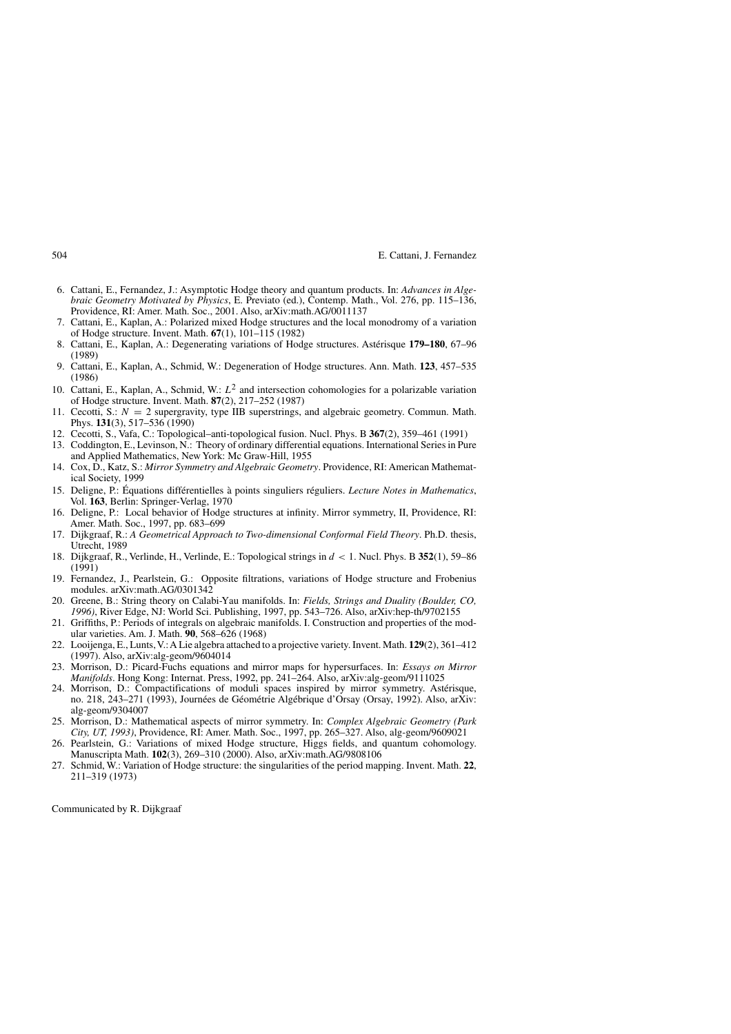6. Cattani, E., Fernandez, J.: Asymptotic Hodge theory and quantum products. In: *Advances in Algebraic Geometry Motivated by Physics*, E. Previato (ed.), Contemp. Math., Vol. 276, pp. 115–136, Providence, RI: Amer. Math. Soc., 2001. Also, arXiv:math.AG/0011137
7. Cattani, E., Kaplan, A.: Polarized mixed Hodge structures and the local monodromy of a variation of Hodge structure. Invent. Math. **67**(1), 101–115 (1982)
8. Cattani, E., Kaplan, A.: Degenerating variations of Hodge structures. Astérisque **179–180**, 67–96 (1989)
9. Cattani, E., Kaplan, A., Schmid, W.: Degeneration of Hodge structures. Ann. Math. **123**, 457–535 (1986)
10. Cattani, E., Kaplan, A., Schmid, W.: $L^2$ and intersection cohomologies for a polarizable variation of Hodge structure. Invent. Math. **87**(2), 217–252 (1987)
11. Cecotti, S.: $N = 2$ supergravity, type IIB superstrings, and algebraic geometry. Commun. Math. Phys. **131**(3), 517–536 (1990)
12. Cecotti, S., Vafa, C.: Topological–anti-topological fusion. Nucl. Phys. B **367**(2), 359–461 (1991)
13. Coddington, E., Levinson, N.: Theory of ordinary differential equations. International Series in Pure and Applied Mathematics, New York: Mc Graw-Hill, 1955
14. Cox, D., Katz, S.: *Mirror Symmetry and Algebraic Geometry*. Providence, RI: American Mathematical Society, 1999
15. Deligne, P.: Équations différentielles à points singuliers réguliers. *Lecture Notes in Mathematics*, Vol. **163**, Berlin: Springer-Verlag, 1970
16. Deligne, P.: Local behavior of Hodge structures at infinity. Mirror symmetry, II, Providence, RI: Amer. Math. Soc., 1997, pp. 683–699
17. Dijkgraaf, R.: *A Geometrical Approach to Two-dimensional Conformal Field Theory*. Ph.D. thesis, Utrecht, 1989
18. Dijkgraaf, R., Verlinde, H., Verlinde, E.: Topological strings in $d < 1$. Nucl. Phys. B **352**(1), 59–86 (1991)
19. Fernandez, J., Pearlstein, G.: Opposite filtrations, variations of Hodge structure and Frobenius modules. arXiv:math.AG/0301342
20. Greene, B.: String theory on Calabi-Yau manifolds. In: *Fields, Strings and Duality (Boulder, CO, 1996)*, River Edge, NJ: World Sci. Publishing, 1997, pp. 543–726. Also, arXiv:hep-th/9702155
21. Griffiths, P.: Periods of integrals on algebraic manifolds. I. Construction and properties of the modular varieties. Am. J. Math. **90**, 568–626 (1968)
22. Looijenga, E., Lunts, V.: A Lie algebra attached to a projective variety. Invent. Math. **129**(2), 361–412 (1997). Also, arXiv:alg-geom/9604014
23. Morrison, D.: Picard-Fuchs equations and mirror maps for hypersurfaces. In: *Essays on Mirror Manifolds*. Hong Kong: Internat. Press, 1992, pp. 241–264. Also, arXiv:alg-geom/9111025
24. Morrison, D.: Compactifications of moduli spaces inspired by mirror symmetry. Astérisque, no. 218, 243–271 (1993), Journées de Géométrie Algébrique d'Orsay (Orsay, 1992). Also, arXiv: alg-geom/9304007
25. Morrison, D.: Mathematical aspects of mirror symmetry. In: *Complex Algebraic Geometry (Park City, UT, 1993)*, Providence, RI: Amer. Math. Soc., 1997, pp. 265–327. Also, alg-geom/9609021
26. Pearlstein, G.: Variations of mixed Hodge structure, Higgs fields, and quantum cohomology. Manuscripta Math. **102**(3), 269–310 (2000). Also, arXiv:math.AG/9808106
27. Schmid, W.: Variation of Hodge structure: the singularities of the period mapping. Invent. Math. **22**, 211–319 (1973)

Communicated by R. Dijkgraaf